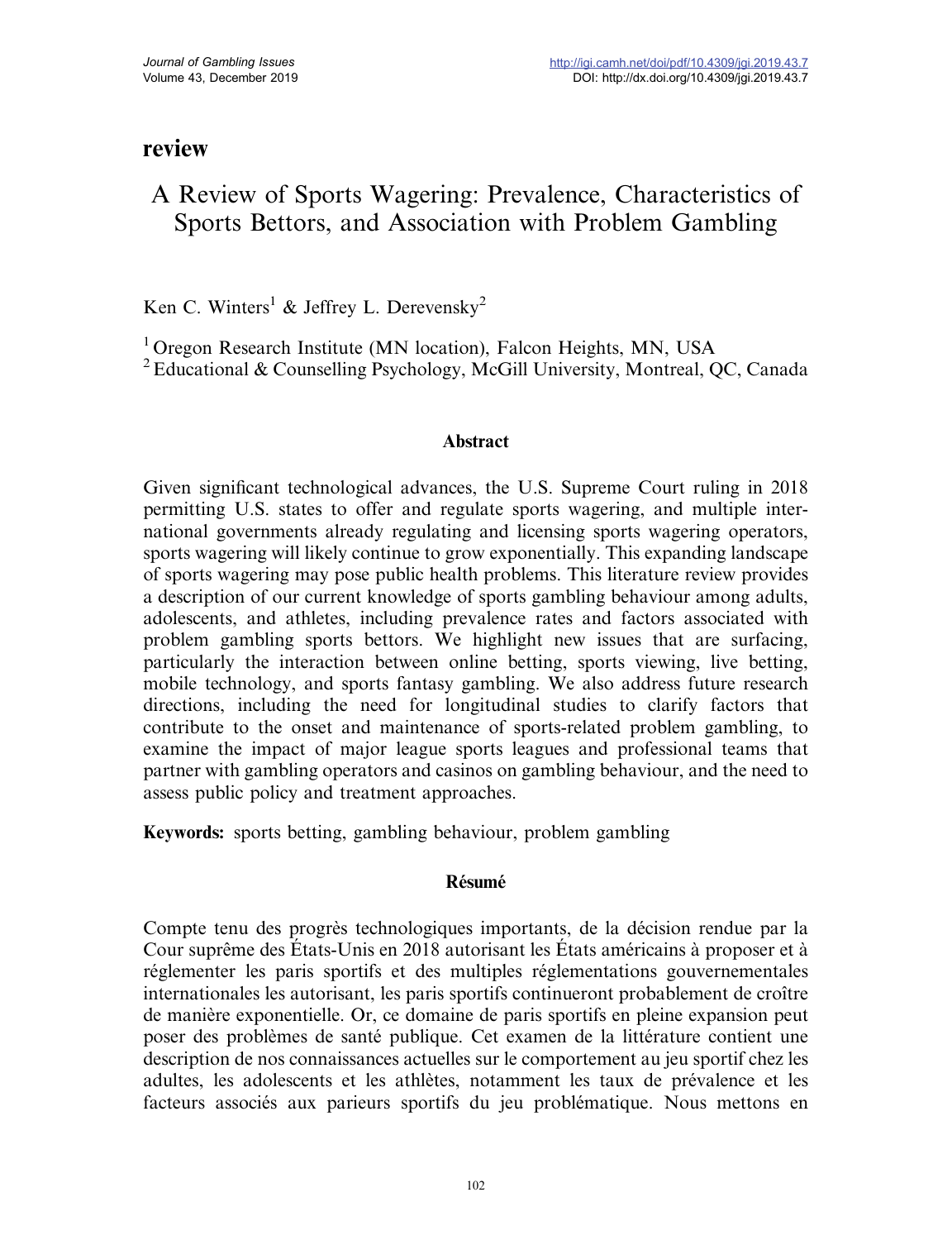review

# A Review of Sports Wagering: Prevalence, Characteristics of Sports Bettors, and Association with Problem Gambling

Ken C. Winters[1] & Jeffrey L. Derevensky[2]

[1] Oregon Research Institute (MN location), Falcon Heights, MN, USA
[2] Educational & Counselling Psychology, McGill University, Montreal, QC, Canada

## Abstract

Given significant technological advances, the U.S. Supreme Court ruling in 2018 permitting U.S. states to offer and regulate sports wagering, and multiple international governments already regulating and licensing sports wagering operators, sports wagering will likely continue to grow exponentially. This expanding landscape of sports wagering may pose public health problems. This literature review provides a description of our current knowledge of sports gambling behaviour among adults, adolescents, and athletes, including prevalence rates and factors associated with problem gambling sports bettors. We highlight new issues that are surfacing, particularly the interaction between online betting, sports viewing, live betting, mobile technology, and sports fantasy gambling. We also address future research directions, including the need for longitudinal studies to clarify factors that contribute to the onset and maintenance of sports-related problem gambling, to examine the impact of major league sports leagues and professional teams that partner with gambling operators and casinos on gambling behaviour, and the need to assess public policy and treatment approaches.

**Keywords:** sports betting, gambling behaviour, problem gambling

## Résumé

Compte tenu des progrès technologiques importants, de la décision rendue par la Cour suprême des États-Unis en 2018 autorisant les États américains à proposer et à réglementer les paris sportifs et des multiples réglementations gouvernementales internationales les autorisant, les paris sportifs continueront probablement de croître de manière exponentielle. Or, ce domaine de paris sportifs en pleine expansion peut poser des problèmes de santé publique. Cet examen de la littérature contient une description de nos connaissances actuelles sur le comportement au jeu sportif chez les adultes, les adolescents et les athlètes, notamment les taux de prévalence et les facteurs associés aux parieurs sportifs du jeu problématique. Nous mettons en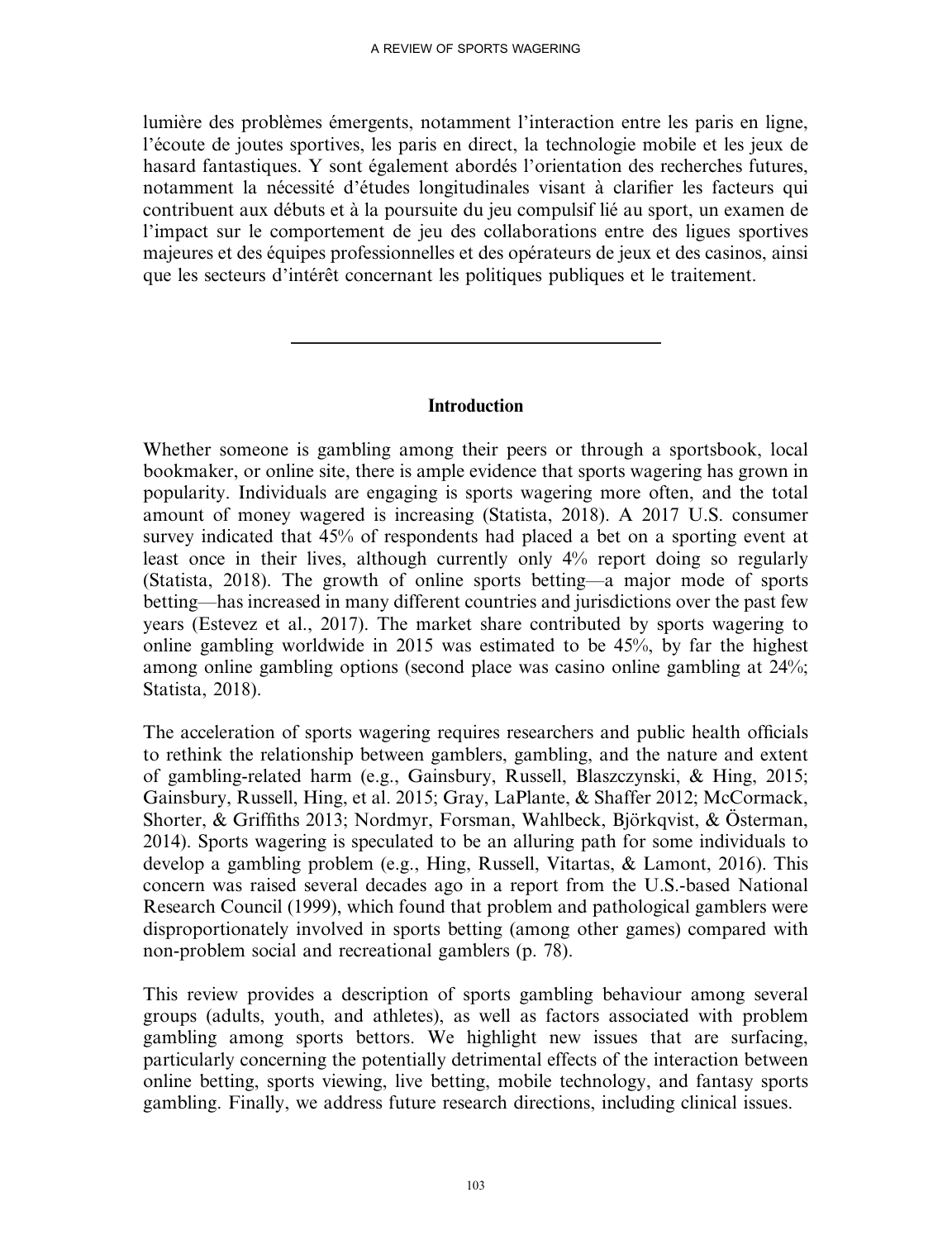lumière des problèmes émergents, notamment l'interaction entre les paris en ligne, l'écoute de joutes sportives, les paris en direct, la technologie mobile et les jeux de hasard fantastiques. Y sont également abordés l'orientation des recherches futures, notamment la nécessité d'études longitudinales visant à clarifier les facteurs qui contribuent aux débuts et à la poursuite du jeu compulsif lié au sport, un examen de l'impact sur le comportement de jeu des collaborations entre des ligues sportives majeures et des équipes professionnelles et des opérateurs de jeux et des casinos, ainsi que les secteurs d'intérêt concernant les politiques publiques et le traitement.

---

## Introduction

Whether someone is gambling among their peers or through a sportsbook, local bookmaker, or online site, there is ample evidence that sports wagering has grown in popularity. Individuals are engaging is sports wagering more often, and the total amount of money wagered is increasing (Statista, 2018). A 2017 U.S. consumer survey indicated that 45% of respondents had placed a bet on a sporting event at least once in their lives, although currently only 4% report doing so regularly (Statista, 2018). The growth of online sports betting—a major mode of sports betting—has increased in many different countries and jurisdictions over the past few years (Estevez et al., 2017). The market share contributed by sports wagering to online gambling worldwide in 2015 was estimated to be 45%, by far the highest among online gambling options (second place was casino online gambling at 24%; Statista, 2018).

The acceleration of sports wagering requires researchers and public health officials to rethink the relationship between gamblers, gambling, and the nature and extent of gambling-related harm (e.g., Gainsbury, Russell, Blaszczynski, & Hing, 2015; Gainsbury, Russell, Hing, et al. 2015; Gray, LaPlante, & Shaffer 2012; McCormack, Shorter, & Griffiths 2013; Nordmyr, Forsman, Wahlbeck, Björkqvist, & Österman, 2014). Sports wagering is speculated to be an alluring path for some individuals to develop a gambling problem (e.g., Hing, Russell, Vitartas, & Lamont, 2016). This concern was raised several decades ago in a report from the U.S.-based National Research Council (1999), which found that problem and pathological gamblers were disproportionately involved in sports betting (among other games) compared with non-problem social and recreational gamblers (p. 78).

This review provides a description of sports gambling behaviour among several groups (adults, youth, and athletes), as well as factors associated with problem gambling among sports bettors. We highlight new issues that are surfacing, particularly concerning the potentially detrimental effects of the interaction between online betting, sports viewing, live betting, mobile technology, and fantasy sports gambling. Finally, we address future research directions, including clinical issues.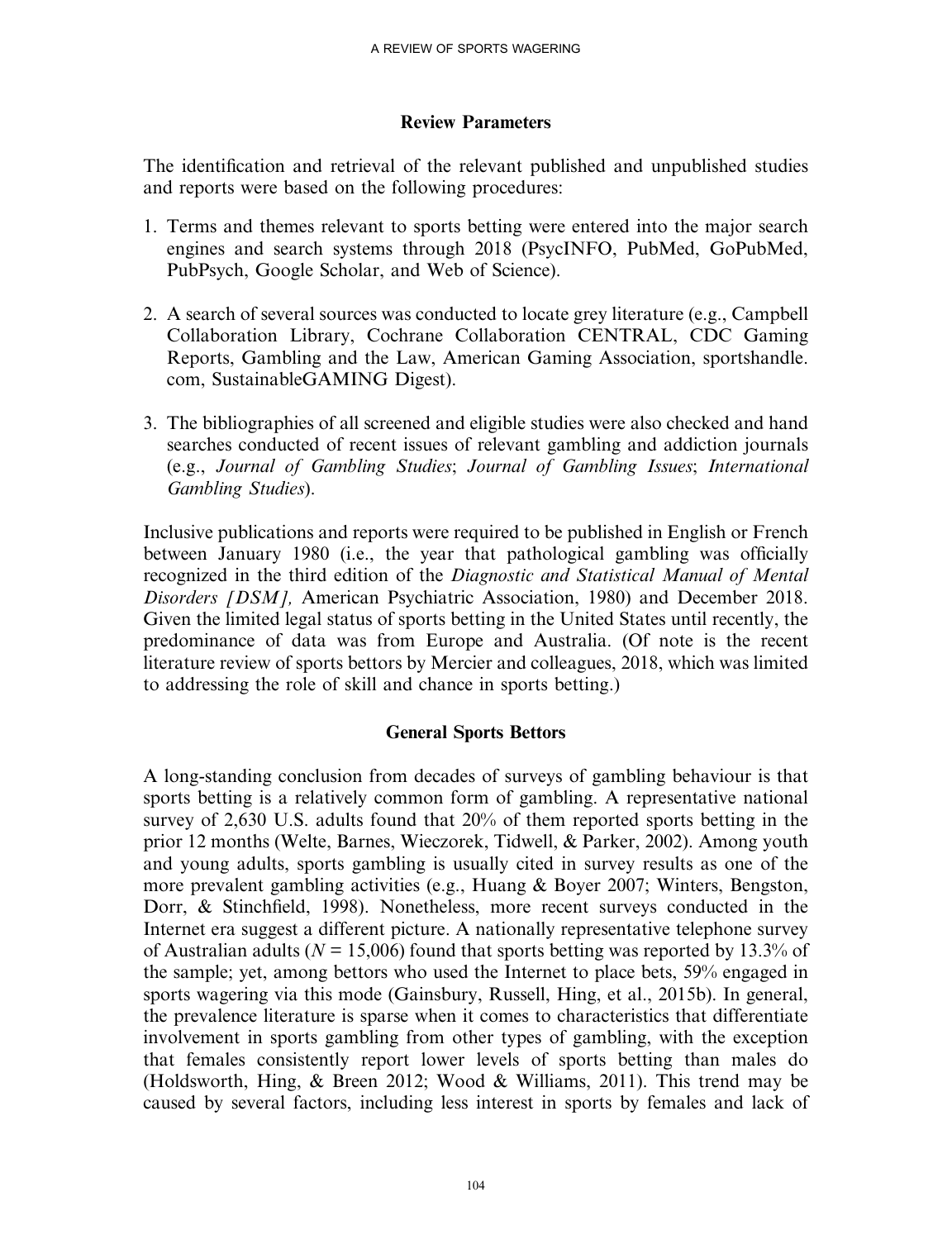## Review Parameters

The identification and retrieval of the relevant published and unpublished studies and reports were based on the following procedures:

1. Terms and themes relevant to sports betting were entered into the major search engines and search systems through 2018 (PsycINFO, PubMed, GoPubMed, PubPsych, Google Scholar, and Web of Science).

2. A search of several sources was conducted to locate grey literature (e.g., Campbell Collaboration Library, Cochrane Collaboration CENTRAL, CDC Gaming Reports, Gambling and the Law, American Gaming Association, sportshandle.com, SustainableGAMING Digest).

3. The bibliographies of all screened and eligible studies were also checked and hand searches conducted of recent issues of relevant gambling and addiction journals (e.g., *Journal of Gambling Studies*; *Journal of Gambling Issues*; *International Gambling Studies*).

Inclusive publications and reports were required to be published in English or French between January 1980 (i.e., the year that pathological gambling was officially recognized in the third edition of the *Diagnostic and Statistical Manual of Mental Disorders [DSM],* American Psychiatric Association, 1980) and December 2018. Given the limited legal status of sports betting in the United States until recently, the predominance of data was from Europe and Australia. (Of note is the recent literature review of sports bettors by Mercier and colleagues, 2018, which was limited to addressing the role of skill and chance in sports betting.)

## General Sports Bettors

A long-standing conclusion from decades of surveys of gambling behaviour is that sports betting is a relatively common form of gambling. A representative national survey of 2,630 U.S. adults found that 20% of them reported sports betting in the prior 12 months (Welte, Barnes, Wieczorek, Tidwell, & Parker, 2002). Among youth and young adults, sports gambling is usually cited in survey results as one of the more prevalent gambling activities (e.g., Huang & Boyer 2007; Winters, Bengston, Dorr, & Stinchfield, 1998). Nonetheless, more recent surveys conducted in the Internet era suggest a different picture. A nationally representative telephone survey of Australian adults ($N$ = 15,006) found that sports betting was reported by 13.3% of the sample; yet, among bettors who used the Internet to place bets, 59% engaged in sports wagering via this mode (Gainsbury, Russell, Hing, et al., 2015b). In general, the prevalence literature is sparse when it comes to characteristics that differentiate involvement in sports gambling from other types of gambling, with the exception that females consistently report lower levels of sports betting than males do (Holdsworth, Hing, & Breen 2012; Wood & Williams, 2011). This trend may be caused by several factors, including less interest in sports by females and lack of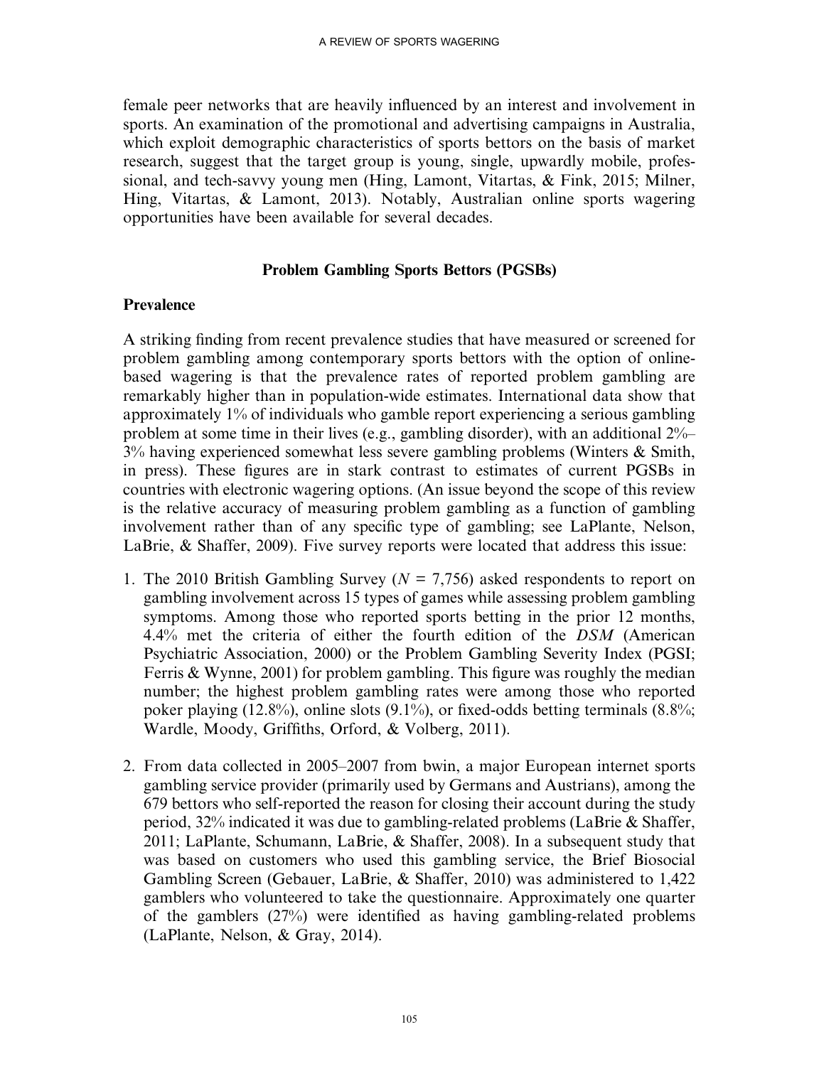female peer networks that are heavily influenced by an interest and involvement in sports. An examination of the promotional and advertising campaigns in Australia, which exploit demographic characteristics of sports bettors on the basis of market research, suggest that the target group is young, single, upwardly mobile, professional, and tech-savvy young men (Hing, Lamont, Vitartas, & Fink, 2015; Milner, Hing, Vitartas, & Lamont, 2013). Notably, Australian online sports wagering opportunities have been available for several decades.

## Problem Gambling Sports Bettors (PGSBs)

### Prevalence

A striking finding from recent prevalence studies that have measured or screened for problem gambling among contemporary sports bettors with the option of online-based wagering is that the prevalence rates of reported problem gambling are remarkably higher than in population-wide estimates. International data show that approximately 1% of individuals who gamble report experiencing a serious gambling problem at some time in their lives (e.g., gambling disorder), with an additional 2%–3% having experienced somewhat less severe gambling problems (Winters & Smith, in press). These figures are in stark contrast to estimates of current PGSBs in countries with electronic wagering options. (An issue beyond the scope of this review is the relative accuracy of measuring problem gambling as a function of gambling involvement rather than of any specific type of gambling; see LaPlante, Nelson, LaBrie, & Shaffer, 2009). Five survey reports were located that address this issue:

1. The 2010 British Gambling Survey ($N = 7{,}756$) asked respondents to report on gambling involvement across 15 types of games while assessing problem gambling symptoms. Among those who reported sports betting in the prior 12 months, 4.4% met the criteria of either the fourth edition of the *DSM* (American Psychiatric Association, 2000) or the Problem Gambling Severity Index (PGSI; Ferris & Wynne, 2001) for problem gambling. This figure was roughly the median number; the highest problem gambling rates were among those who reported poker playing (12.8%), online slots (9.1%), or fixed-odds betting terminals (8.8%; Wardle, Moody, Griffiths, Orford, & Volberg, 2011).

2. From data collected in 2005–2007 from bwin, a major European internet sports gambling service provider (primarily used by Germans and Austrians), among the 679 bettors who self-reported the reason for closing their account during the study period, 32% indicated it was due to gambling-related problems (LaBrie & Shaffer, 2011; LaPlante, Schumann, LaBrie, & Shaffer, 2008). In a subsequent study that was based on customers who used this gambling service, the Brief Biosocial Gambling Screen (Gebauer, LaBrie, & Shaffer, 2010) was administered to 1,422 gamblers who volunteered to take the questionnaire. Approximately one quarter of the gamblers (27%) were identified as having gambling-related problems (LaPlante, Nelson, & Gray, 2014).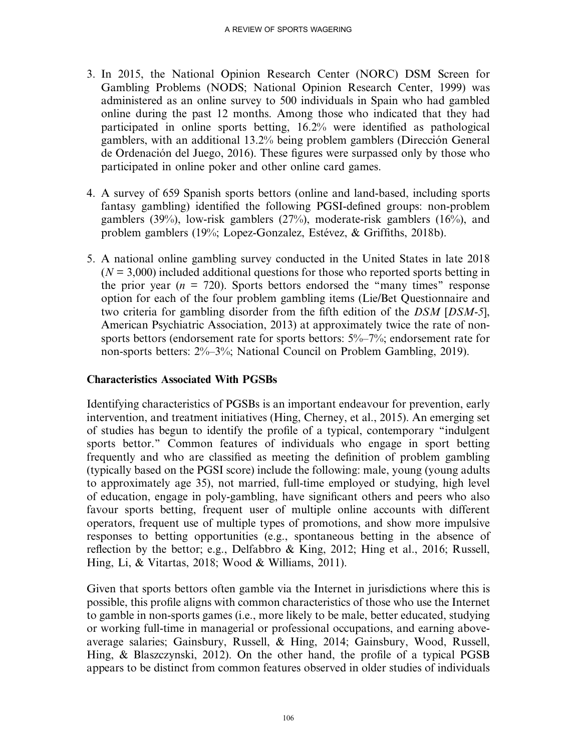3. In 2015, the National Opinion Research Center (NORC) DSM Screen for Gambling Problems (NODS; National Opinion Research Center, 1999) was administered as an online survey to 500 individuals in Spain who had gambled online during the past 12 months. Among those who indicated that they had participated in online sports betting, 16.2% were identified as pathological gamblers, with an additional 13.2% being problem gamblers (Dirección General de Ordenación del Juego, 2016). These figures were surpassed only by those who participated in online poker and other online card games.

4. A survey of 659 Spanish sports bettors (online and land-based, including sports fantasy gambling) identified the following PGSI-defined groups: non-problem gamblers (39%), low-risk gamblers (27%), moderate-risk gamblers (16%), and problem gamblers (19%; Lopez-Gonzalez, Estévez, & Griffiths, 2018b).

5. A national online gambling survey conducted in the United States in late 2018 ($N$ = 3,000) included additional questions for those who reported sports betting in the prior year ($n$ = 720). Sports bettors endorsed the "many times" response option for each of the four problem gambling items (Lie/Bet Questionnaire and two criteria for gambling disorder from the fifth edition of the *DSM* [*DSM-5*], American Psychiatric Association, 2013) at approximately twice the rate of non-sports bettors (endorsement rate for sports bettors: 5%–7%; endorsement rate for non-sports betters: 2%–3%; National Council on Problem Gambling, 2019).

### Characteristics Associated With PGSBs

Identifying characteristics of PGSBs is an important endeavour for prevention, early intervention, and treatment initiatives (Hing, Cherney, et al., 2015). An emerging set of studies has begun to identify the profile of a typical, contemporary "indulgent sports bettor." Common features of individuals who engage in sport betting frequently and who are classified as meeting the definition of problem gambling (typically based on the PGSI score) include the following: male, young (young adults to approximately age 35), not married, full-time employed or studying, high level of education, engage in poly-gambling, have significant others and peers who also favour sports betting, frequent user of multiple online accounts with different operators, frequent use of multiple types of promotions, and show more impulsive responses to betting opportunities (e.g., spontaneous betting in the absence of reflection by the bettor; e.g., Delfabbro & King, 2012; Hing et al., 2016; Russell, Hing, Li, & Vitartas, 2018; Wood & Williams, 2011).

Given that sports bettors often gamble via the Internet in jurisdictions where this is possible, this profile aligns with common characteristics of those who use the Internet to gamble in non-sports games (i.e., more likely to be male, better educated, studying or working full-time in managerial or professional occupations, and earning above-average salaries; Gainsbury, Russell, & Hing, 2014; Gainsbury, Wood, Russell, Hing, & Blaszczynski, 2012). On the other hand, the profile of a typical PGSB appears to be distinct from common features observed in older studies of individuals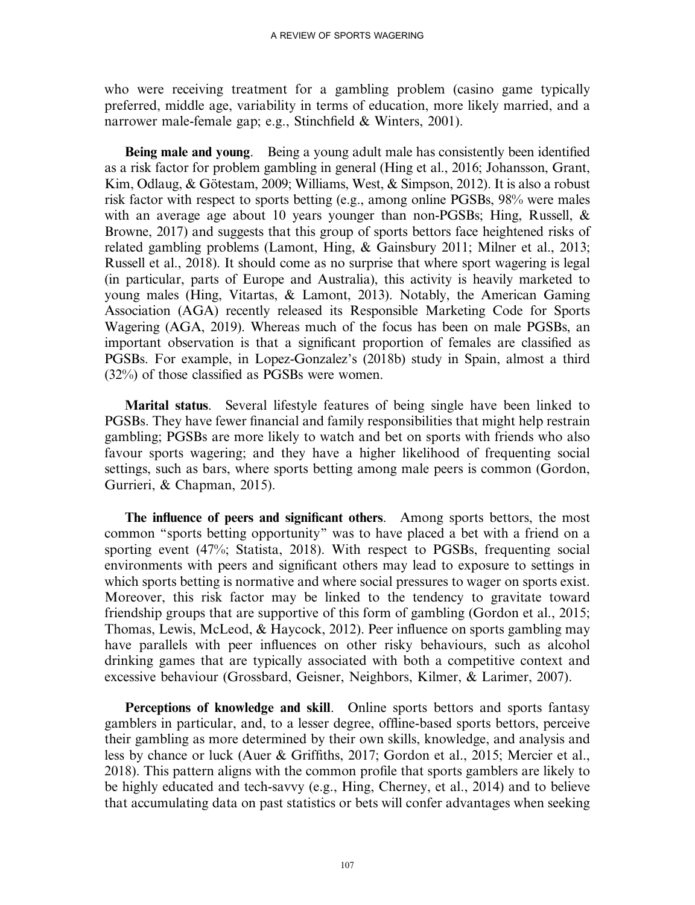who were receiving treatment for a gambling problem (casino game typically preferred, middle age, variability in terms of education, more likely married, and a narrower male-female gap; e.g., Stinchfield & Winters, 2001).

**Being male and young**. Being a young adult male has consistently been identified as a risk factor for problem gambling in general (Hing et al., 2016; Johansson, Grant, Kim, Odlaug, & Götestam, 2009; Williams, West, & Simpson, 2012). It is also a robust risk factor with respect to sports betting (e.g., among online PGSBs, 98% were males with an average age about 10 years younger than non-PGSBs; Hing, Russell, & Browne, 2017) and suggests that this group of sports bettors face heightened risks of related gambling problems (Lamont, Hing, & Gainsbury 2011; Milner et al., 2013; Russell et al., 2018). It should come as no surprise that where sport wagering is legal (in particular, parts of Europe and Australia), this activity is heavily marketed to young males (Hing, Vitartas, & Lamont, 2013). Notably, the American Gaming Association (AGA) recently released its Responsible Marketing Code for Sports Wagering (AGA, 2019). Whereas much of the focus has been on male PGSBs, an important observation is that a significant proportion of females are classified as PGSBs. For example, in Lopez-Gonzalez's (2018b) study in Spain, almost a third (32%) of those classified as PGSBs were women.

**Marital status**. Several lifestyle features of being single have been linked to PGSBs. They have fewer financial and family responsibilities that might help restrain gambling; PGSBs are more likely to watch and bet on sports with friends who also favour sports wagering; and they have a higher likelihood of frequenting social settings, such as bars, where sports betting among male peers is common (Gordon, Gurrieri, & Chapman, 2015).

**The influence of peers and significant others**. Among sports bettors, the most common "sports betting opportunity" was to have placed a bet with a friend on a sporting event (47%; Statista, 2018). With respect to PGSBs, frequenting social environments with peers and significant others may lead to exposure to settings in which sports betting is normative and where social pressures to wager on sports exist. Moreover, this risk factor may be linked to the tendency to gravitate toward friendship groups that are supportive of this form of gambling (Gordon et al., 2015; Thomas, Lewis, McLeod, & Haycock, 2012). Peer influence on sports gambling may have parallels with peer influences on other risky behaviours, such as alcohol drinking games that are typically associated with both a competitive context and excessive behaviour (Grossbard, Geisner, Neighbors, Kilmer, & Larimer, 2007).

**Perceptions of knowledge and skill**. Online sports bettors and sports fantasy gamblers in particular, and, to a lesser degree, offline-based sports bettors, perceive their gambling as more determined by their own skills, knowledge, and analysis and less by chance or luck (Auer & Griffiths, 2017; Gordon et al., 2015; Mercier et al., 2018). This pattern aligns with the common profile that sports gamblers are likely to be highly educated and tech-savvy (e.g., Hing, Cherney, et al., 2014) and to believe that accumulating data on past statistics or bets will confer advantages when seeking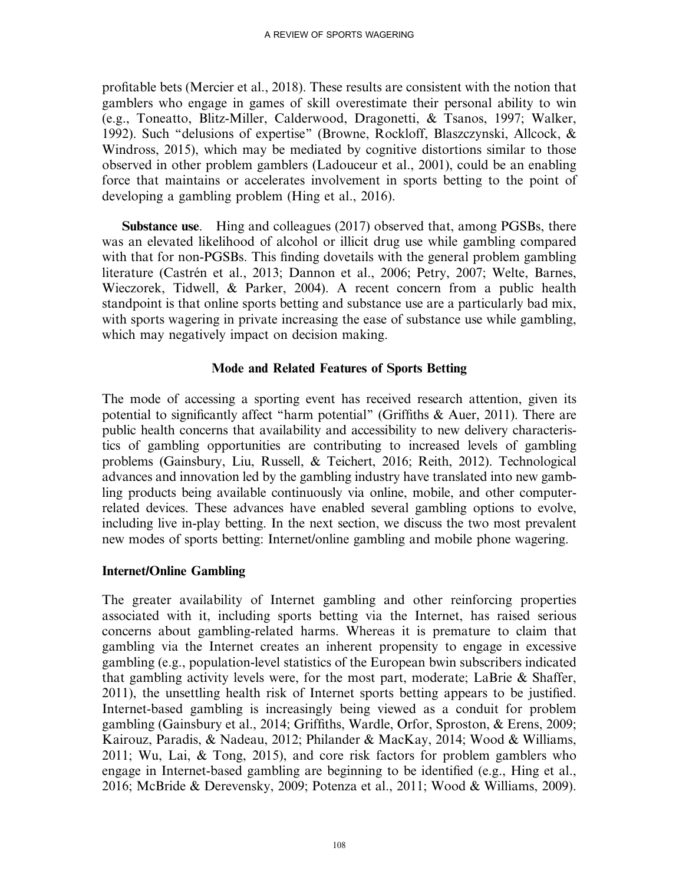profitable bets (Mercier et al., 2018). These results are consistent with the notion that gamblers who engage in games of skill overestimate their personal ability to win (e.g., Toneatto, Blitz-Miller, Calderwood, Dragonetti, & Tsanos, 1997; Walker, 1992). Such "delusions of expertise" (Browne, Rockloff, Blaszczynski, Allcock, & Windross, 2015), which may be mediated by cognitive distortions similar to those observed in other problem gamblers (Ladouceur et al., 2001), could be an enabling force that maintains or accelerates involvement in sports betting to the point of developing a gambling problem (Hing et al., 2016).

**Substance use**. Hing and colleagues (2017) observed that, among PGSBs, there was an elevated likelihood of alcohol or illicit drug use while gambling compared with that for non-PGSBs. This finding dovetails with the general problem gambling literature (Castrén et al., 2013; Dannon et al., 2006; Petry, 2007; Welte, Barnes, Wieczorek, Tidwell, & Parker, 2004). A recent concern from a public health standpoint is that online sports betting and substance use are a particularly bad mix, with sports wagering in private increasing the ease of substance use while gambling, which may negatively impact on decision making.

## Mode and Related Features of Sports Betting

The mode of accessing a sporting event has received research attention, given its potential to significantly affect "harm potential" (Griffiths & Auer, 2011). There are public health concerns that availability and accessibility to new delivery characteristics of gambling opportunities are contributing to increased levels of gambling problems (Gainsbury, Liu, Russell, & Teichert, 2016; Reith, 2012). Technological advances and innovation led by the gambling industry have translated into new gambling products being available continuously via online, mobile, and other computer-related devices. These advances have enabled several gambling options to evolve, including live in-play betting. In the next section, we discuss the two most prevalent new modes of sports betting: Internet/online gambling and mobile phone wagering.

### Internet/Online Gambling

The greater availability of Internet gambling and other reinforcing properties associated with it, including sports betting via the Internet, has raised serious concerns about gambling-related harms. Whereas it is premature to claim that gambling via the Internet creates an inherent propensity to engage in excessive gambling (e.g., population-level statistics of the European bwin subscribers indicated that gambling activity levels were, for the most part, moderate; LaBrie & Shaffer, 2011), the unsettling health risk of Internet sports betting appears to be justified. Internet-based gambling is increasingly being viewed as a conduit for problem gambling (Gainsbury et al., 2014; Griffiths, Wardle, Orfor, Sproston, & Erens, 2009; Kairouz, Paradis, & Nadeau, 2012; Philander & MacKay, 2014; Wood & Williams, 2011; Wu, Lai, & Tong, 2015), and core risk factors for problem gamblers who engage in Internet-based gambling are beginning to be identified (e.g., Hing et al., 2016; McBride & Derevensky, 2009; Potenza et al., 2011; Wood & Williams, 2009).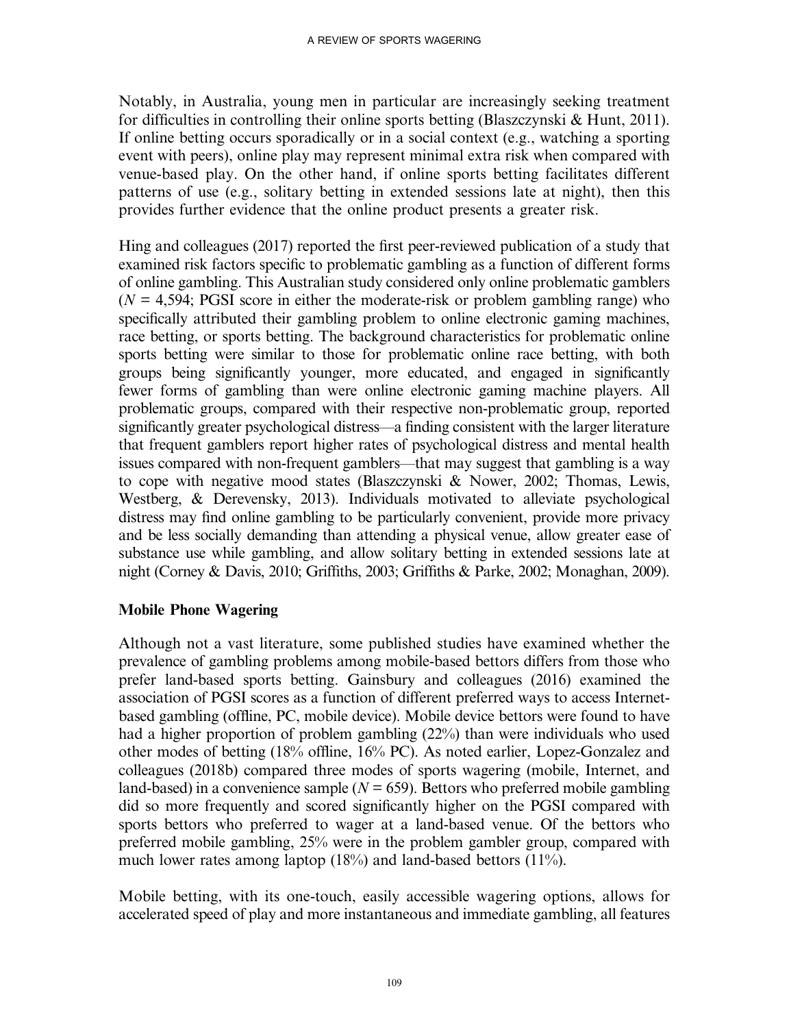Notably, in Australia, young men in particular are increasingly seeking treatment for difficulties in controlling their online sports betting (Blaszczynski & Hunt, 2011). If online betting occurs sporadically or in a social context (e.g., watching a sporting event with peers), online play may represent minimal extra risk when compared with venue-based play. On the other hand, if online sports betting facilitates different patterns of use (e.g., solitary betting in extended sessions late at night), then this provides further evidence that the online product presents a greater risk.

Hing and colleagues (2017) reported the first peer-reviewed publication of a study that examined risk factors specific to problematic gambling as a function of different forms of online gambling. This Australian study considered only online problematic gamblers ($N$ = 4,594; PGSI score in either the moderate-risk or problem gambling range) who specifically attributed their gambling problem to online electronic gaming machines, race betting, or sports betting. The background characteristics for problematic online sports betting were similar to those for problematic online race betting, with both groups being significantly younger, more educated, and engaged in significantly fewer forms of gambling than were online electronic gaming machine players. All problematic groups, compared with their respective non-problematic group, reported significantly greater psychological distress—a finding consistent with the larger literature that frequent gamblers report higher rates of psychological distress and mental health issues compared with non-frequent gamblers—that may suggest that gambling is a way to cope with negative mood states (Blaszczynski & Nower, 2002; Thomas, Lewis, Westberg, & Derevensky, 2013). Individuals motivated to alleviate psychological distress may find online gambling to be particularly convenient, provide more privacy and be less socially demanding than attending a physical venue, allow greater ease of substance use while gambling, and allow solitary betting in extended sessions late at night (Corney & Davis, 2010; Griffiths, 2003; Griffiths & Parke, 2002; Monaghan, 2009).

## Mobile Phone Wagering

Although not a vast literature, some published studies have examined whether the prevalence of gambling problems among mobile-based bettors differs from those who prefer land-based sports betting. Gainsbury and colleagues (2016) examined the association of PGSI scores as a function of different preferred ways to access Internet-based gambling (offline, PC, mobile device). Mobile device bettors were found to have had a higher proportion of problem gambling (22%) than were individuals who used other modes of betting (18% offline, 16% PC). As noted earlier, Lopez-Gonzalez and colleagues (2018b) compared three modes of sports wagering (mobile, Internet, and land-based) in a convenience sample ($N$ = 659). Bettors who preferred mobile gambling did so more frequently and scored significantly higher on the PGSI compared with sports bettors who preferred to wager at a land-based venue. Of the bettors who preferred mobile gambling, 25% were in the problem gambler group, compared with much lower rates among laptop (18%) and land-based bettors (11%).

Mobile betting, with its one-touch, easily accessible wagering options, allows for accelerated speed of play and more instantaneous and immediate gambling, all features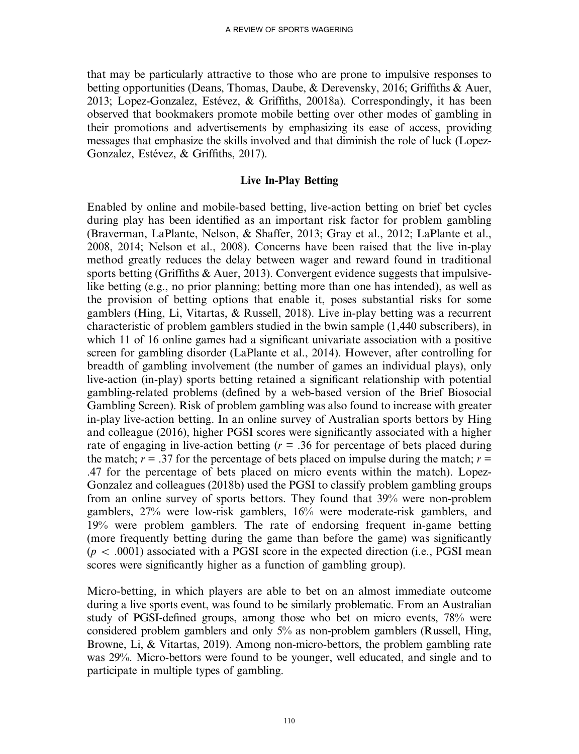that may be particularly attractive to those who are prone to impulsive responses to betting opportunities (Deans, Thomas, Daube, & Derevensky, 2016; Griffiths & Auer, 2013; Lopez-Gonzalez, Estévez, & Griffiths, 20018a). Correspondingly, it has been observed that bookmakers promote mobile betting over other modes of gambling in their promotions and advertisements by emphasizing its ease of access, providing messages that emphasize the skills involved and that diminish the role of luck (Lopez-Gonzalez, Estévez, & Griffiths, 2017).

## Live In-Play Betting

Enabled by online and mobile-based betting, live-action betting on brief bet cycles during play has been identified as an important risk factor for problem gambling (Braverman, LaPlante, Nelson, & Shaffer, 2013; Gray et al., 2012; LaPlante et al., 2008, 2014; Nelson et al., 2008). Concerns have been raised that the live in-play method greatly reduces the delay between wager and reward found in traditional sports betting (Griffiths & Auer, 2013). Convergent evidence suggests that impulsive-like betting (e.g., no prior planning; betting more than one has intended), as well as the provision of betting options that enable it, poses substantial risks for some gamblers (Hing, Li, Vitartas, & Russell, 2018). Live in-play betting was a recurrent characteristic of problem gamblers studied in the bwin sample (1,440 subscribers), in which 11 of 16 online games had a significant univariate association with a positive screen for gambling disorder (LaPlante et al., 2014). However, after controlling for breadth of gambling involvement (the number of games an individual plays), only live-action (in-play) sports betting retained a significant relationship with potential gambling-related problems (defined by a web-based version of the Brief Biosocial Gambling Screen). Risk of problem gambling was also found to increase with greater in-play live-action betting. In an online survey of Australian sports bettors by Hing and colleague (2016), higher PGSI scores were significantly associated with a higher rate of engaging in live-action betting ($r$ = .36 for percentage of bets placed during the match; $r$ = .37 for the percentage of bets placed on impulse during the match; $r$ = .47 for the percentage of bets placed on micro events within the match). Lopez-Gonzalez and colleagues (2018b) used the PGSI to classify problem gambling groups from an online survey of sports bettors. They found that 39% were non-problem gamblers, 27% were low-risk gamblers, 16% were moderate-risk gamblers, and 19% were problem gamblers. The rate of endorsing frequent in-game betting (more frequently betting during the game than before the game) was significantly ($p < .0001$) associated with a PGSI score in the expected direction (i.e., PGSI mean scores were significantly higher as a function of gambling group).

Micro-betting, in which players are able to bet on an almost immediate outcome during a live sports event, was found to be similarly problematic. From an Australian study of PGSI-defined groups, among those who bet on micro events, 78% were considered problem gamblers and only 5% as non-problem gamblers (Russell, Hing, Browne, Li, & Vitartas, 2019). Among non-micro-bettors, the problem gambling rate was 29%. Micro-bettors were found to be younger, well educated, and single and to participate in multiple types of gambling.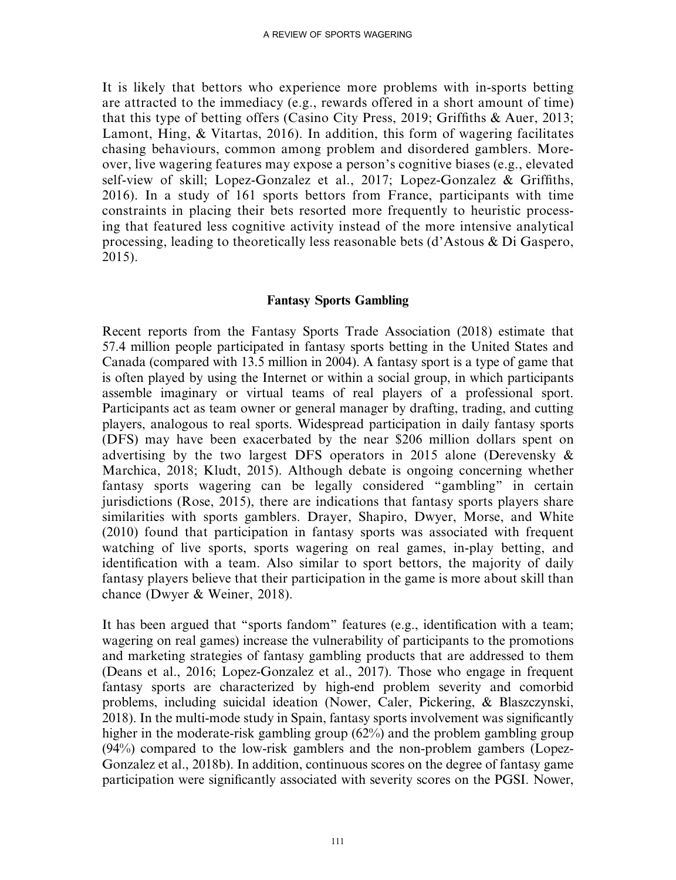It is likely that bettors who experience more problems with in-sports betting are attracted to the immediacy (e.g., rewards offered in a short amount of time) that this type of betting offers (Casino City Press, 2019; Griffiths & Auer, 2013; Lamont, Hing, & Vitartas, 2016). In addition, this form of wagering facilitates chasing behaviours, common among problem and disordered gamblers. Moreover, live wagering features may expose a person's cognitive biases (e.g., elevated self-view of skill; Lopez-Gonzalez et al., 2017; Lopez-Gonzalez & Griffiths, 2016). In a study of 161 sports bettors from France, participants with time constraints in placing their bets resorted more frequently to heuristic processing that featured less cognitive activity instead of the more intensive analytical processing, leading to theoretically less reasonable bets (d'Astous & Di Gaspero, 2015).

## Fantasy Sports Gambling

Recent reports from the Fantasy Sports Trade Association (2018) estimate that 57.4 million people participated in fantasy sports betting in the United States and Canada (compared with 13.5 million in 2004). A fantasy sport is a type of game that is often played by using the Internet or within a social group, in which participants assemble imaginary or virtual teams of real players of a professional sport. Participants act as team owner or general manager by drafting, trading, and cutting players, analogous to real sports. Widespread participation in daily fantasy sports (DFS) may have been exacerbated by the near $206 million dollars spent on advertising by the two largest DFS operators in 2015 alone (Derevensky & Marchica, 2018; Kludt, 2015). Although debate is ongoing concerning whether fantasy sports wagering can be legally considered "gambling" in certain jurisdictions (Rose, 2015), there are indications that fantasy sports players share similarities with sports gamblers. Drayer, Shapiro, Dwyer, Morse, and White (2010) found that participation in fantasy sports was associated with frequent watching of live sports, sports wagering on real games, in-play betting, and identification with a team. Also similar to sport bettors, the majority of daily fantasy players believe that their participation in the game is more about skill than chance (Dwyer & Weiner, 2018).

It has been argued that "sports fandom" features (e.g., identification with a team; wagering on real games) increase the vulnerability of participants to the promotions and marketing strategies of fantasy gambling products that are addressed to them (Deans et al., 2016; Lopez-Gonzalez et al., 2017). Those who engage in frequent fantasy sports are characterized by high-end problem severity and comorbid problems, including suicidal ideation (Nower, Caler, Pickering, & Blaszczynski, 2018). In the multi-mode study in Spain, fantasy sports involvement was significantly higher in the moderate-risk gambling group (62%) and the problem gambling group (94%) compared to the low-risk gamblers and the non-problem gambers (Lopez-Gonzalez et al., 2018b). In addition, continuous scores on the degree of fantasy game participation were significantly associated with severity scores on the PGSI. Nower,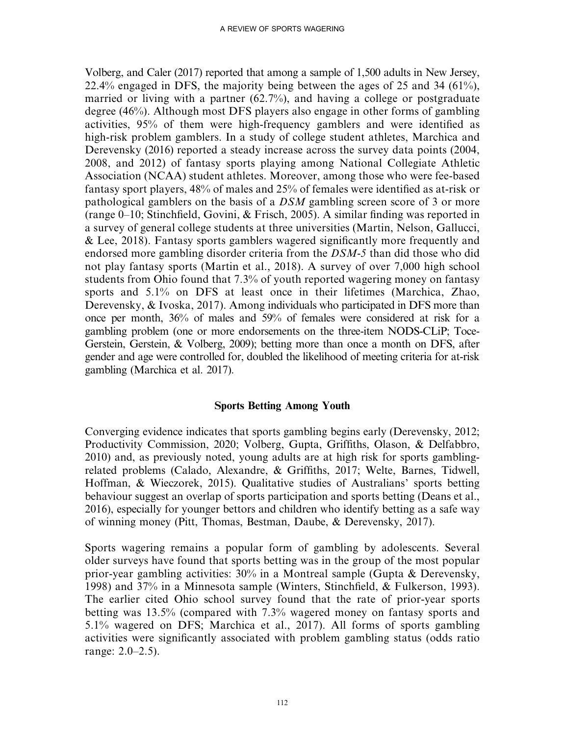Volberg, and Caler (2017) reported that among a sample of 1,500 adults in New Jersey, 22.4% engaged in DFS, the majority being between the ages of 25 and 34 (61%), married or living with a partner (62.7%), and having a college or postgraduate degree (46%). Although most DFS players also engage in other forms of gambling activities, 95% of them were high-frequency gamblers and were identified as high-risk problem gamblers. In a study of college student athletes, Marchica and Derevensky (2016) reported a steady increase across the survey data points (2004, 2008, and 2012) of fantasy sports playing among National Collegiate Athletic Association (NCAA) student athletes. Moreover, among those who were fee-based fantasy sport players, 48% of males and 25% of females were identified as at-risk or pathological gamblers on the basis of a *DSM* gambling screen score of 3 or more (range 0–10; Stinchfield, Govini, & Frisch, 2005). A similar finding was reported in a survey of general college students at three universities (Martin, Nelson, Gallucci, & Lee, 2018). Fantasy sports gamblers wagered significantly more frequently and endorsed more gambling disorder criteria from the *DSM-5* than did those who did not play fantasy sports (Martin et al., 2018). A survey of over 7,000 high school students from Ohio found that 7.3% of youth reported wagering money on fantasy sports and 5.1% on DFS at least once in their lifetimes (Marchica, Zhao, Derevensky, & Ivoska, 2017). Among individuals who participated in DFS more than once per month, 36% of males and 59% of females were considered at risk for a gambling problem (one or more endorsements on the three-item NODS-CLiP; Toce-Gerstein, Gerstein, & Volberg, 2009); betting more than once a month on DFS, after gender and age were controlled for, doubled the likelihood of meeting criteria for at-risk gambling (Marchica et al. 2017).

## Sports Betting Among Youth

Converging evidence indicates that sports gambling begins early (Derevensky, 2012; Productivity Commission, 2020; Volberg, Gupta, Griffiths, Olason, & Delfabbro, 2010) and, as previously noted, young adults are at high risk for sports gambling-related problems (Calado, Alexandre, & Griffiths, 2017; Welte, Barnes, Tidwell, Hoffman, & Wieczorek, 2015). Qualitative studies of Australians' sports betting behaviour suggest an overlap of sports participation and sports betting (Deans et al., 2016), especially for younger bettors and children who identify betting as a safe way of winning money (Pitt, Thomas, Bestman, Daube, & Derevensky, 2017).

Sports wagering remains a popular form of gambling by adolescents. Several older surveys have found that sports betting was in the group of the most popular prior-year gambling activities: 30% in a Montreal sample (Gupta & Derevensky, 1998) and 37% in a Minnesota sample (Winters, Stinchfield, & Fulkerson, 1993). The earlier cited Ohio school survey found that the rate of prior-year sports betting was 13.5% (compared with 7.3% wagered money on fantasy sports and 5.1% wagered on DFS; Marchica et al., 2017). All forms of sports gambling activities were significantly associated with problem gambling status (odds ratio range: 2.0–2.5).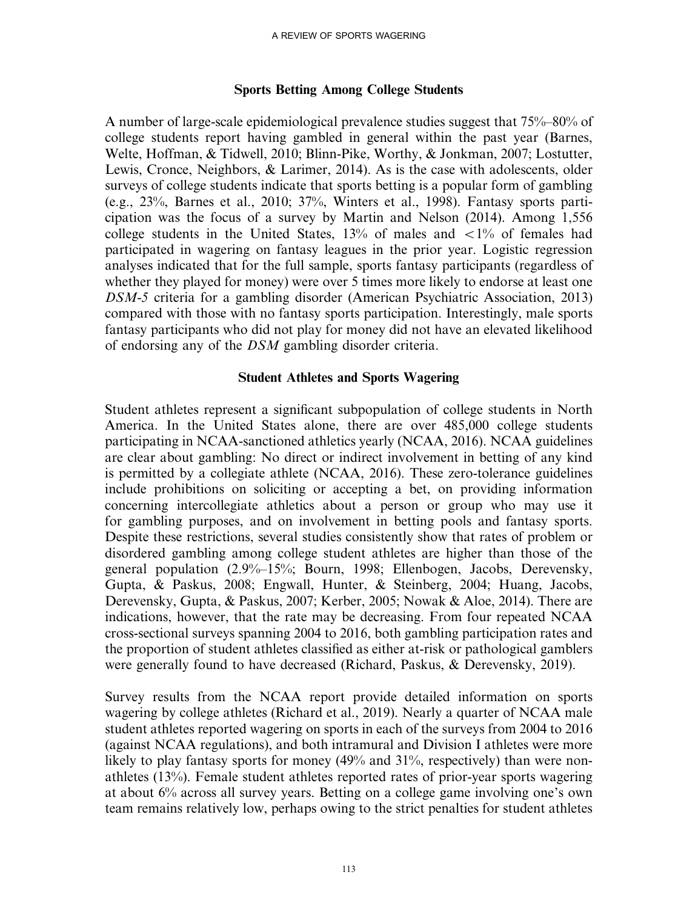## Sports Betting Among College Students

A number of large-scale epidemiological prevalence studies suggest that 75%–80% of college students report having gambled in general within the past year (Barnes, Welte, Hoffman, & Tidwell, 2010; Blinn-Pike, Worthy, & Jonkman, 2007; Lostutter, Lewis, Cronce, Neighbors, & Larimer, 2014). As is the case with adolescents, older surveys of college students indicate that sports betting is a popular form of gambling (e.g., 23%, Barnes et al., 2010; 37%, Winters et al., 1998). Fantasy sports participation was the focus of a survey by Martin and Nelson (2014). Among 1,556 college students in the United States, 13% of males and <1% of females had participated in wagering on fantasy leagues in the prior year. Logistic regression analyses indicated that for the full sample, sports fantasy participants (regardless of whether they played for money) were over 5 times more likely to endorse at least one *DSM-5* criteria for a gambling disorder (American Psychiatric Association, 2013) compared with those with no fantasy sports participation. Interestingly, male sports fantasy participants who did not play for money did not have an elevated likelihood of endorsing any of the *DSM* gambling disorder criteria.

## Student Athletes and Sports Wagering

Student athletes represent a significant subpopulation of college students in North America. In the United States alone, there are over 485,000 college students participating in NCAA-sanctioned athletics yearly (NCAA, 2016). NCAA guidelines are clear about gambling: No direct or indirect involvement in betting of any kind is permitted by a collegiate athlete (NCAA, 2016). These zero-tolerance guidelines include prohibitions on soliciting or accepting a bet, on providing information concerning intercollegiate athletics about a person or group who may use it for gambling purposes, and on involvement in betting pools and fantasy sports. Despite these restrictions, several studies consistently show that rates of problem or disordered gambling among college student athletes are higher than those of the general population (2.9%–15%; Bourn, 1998; Ellenbogen, Jacobs, Derevensky, Gupta, & Paskus, 2008; Engwall, Hunter, & Steinberg, 2004; Huang, Jacobs, Derevensky, Gupta, & Paskus, 2007; Kerber, 2005; Nowak & Aloe, 2014). There are indications, however, that the rate may be decreasing. From four repeated NCAA cross-sectional surveys spanning 2004 to 2016, both gambling participation rates and the proportion of student athletes classified as either at-risk or pathological gamblers were generally found to have decreased (Richard, Paskus, & Derevensky, 2019).

Survey results from the NCAA report provide detailed information on sports wagering by college athletes (Richard et al., 2019). Nearly a quarter of NCAA male student athletes reported wagering on sports in each of the surveys from 2004 to 2016 (against NCAA regulations), and both intramural and Division I athletes were more likely to play fantasy sports for money (49% and 31%, respectively) than were non-athletes (13%). Female student athletes reported rates of prior-year sports wagering at about 6% across all survey years. Betting on a college game involving one's own team remains relatively low, perhaps owing to the strict penalties for student athletes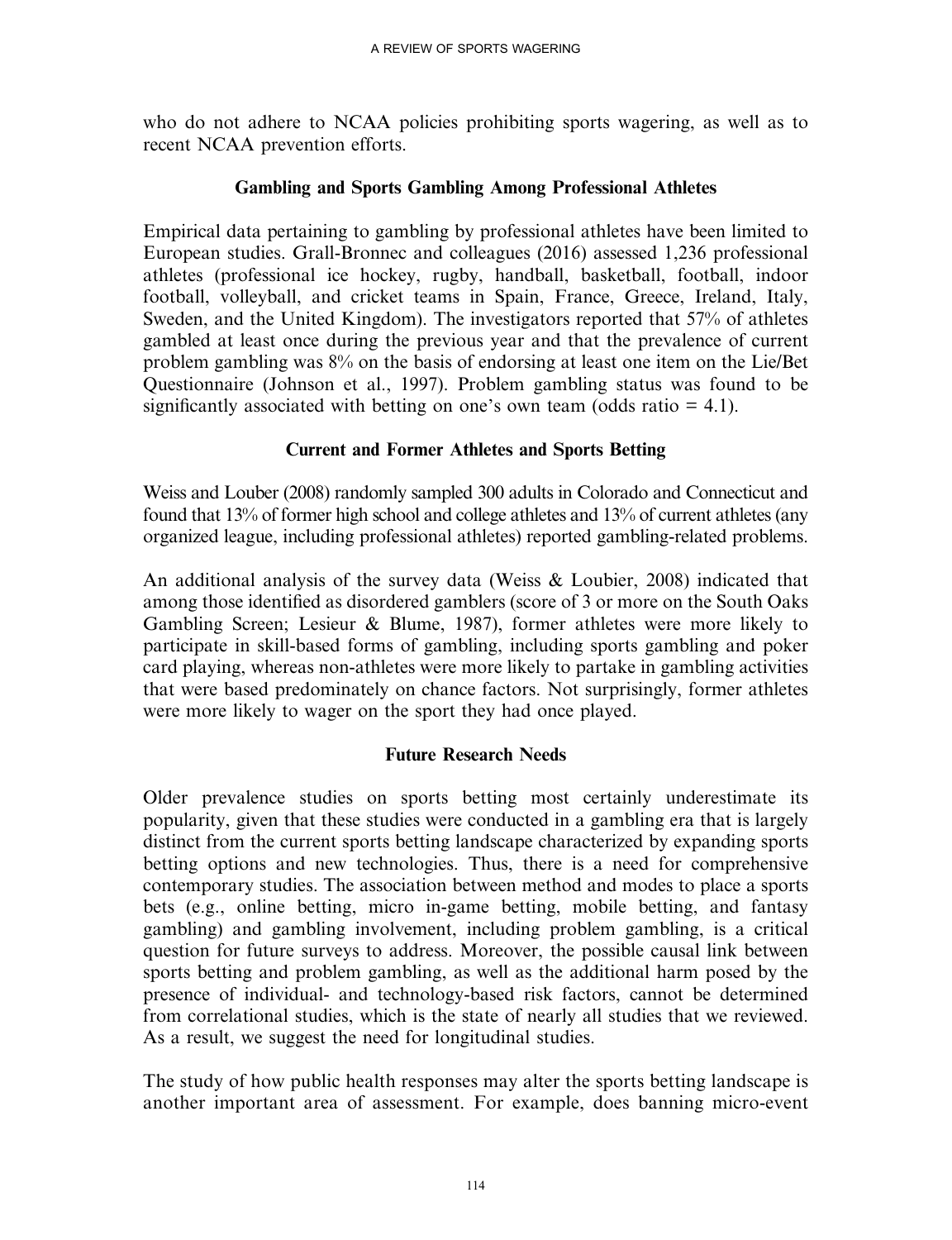who do not adhere to NCAA policies prohibiting sports wagering, as well as to recent NCAA prevention efforts.

## Gambling and Sports Gambling Among Professional Athletes

Empirical data pertaining to gambling by professional athletes have been limited to European studies. Grall-Bronnec and colleagues (2016) assessed 1,236 professional athletes (professional ice hockey, rugby, handball, basketball, football, indoor football, volleyball, and cricket teams in Spain, France, Greece, Ireland, Italy, Sweden, and the United Kingdom). The investigators reported that 57% of athletes gambled at least once during the previous year and that the prevalence of current problem gambling was 8% on the basis of endorsing at least one item on the Lie/Bet Questionnaire (Johnson et al., 1997). Problem gambling status was found to be significantly associated with betting on one's own team (odds ratio = 4.1).

## Current and Former Athletes and Sports Betting

Weiss and Louber (2008) randomly sampled 300 adults in Colorado and Connecticut and found that 13% of former high school and college athletes and 13% of current athletes (any organized league, including professional athletes) reported gambling-related problems.

An additional analysis of the survey data (Weiss & Loubier, 2008) indicated that among those identified as disordered gamblers (score of 3 or more on the South Oaks Gambling Screen; Lesieur & Blume, 1987), former athletes were more likely to participate in skill-based forms of gambling, including sports gambling and poker card playing, whereas non-athletes were more likely to partake in gambling activities that were based predominately on chance factors. Not surprisingly, former athletes were more likely to wager on the sport they had once played.

## Future Research Needs

Older prevalence studies on sports betting most certainly underestimate its popularity, given that these studies were conducted in a gambling era that is largely distinct from the current sports betting landscape characterized by expanding sports betting options and new technologies. Thus, there is a need for comprehensive contemporary studies. The association between method and modes to place a sports bets (e.g., online betting, micro in-game betting, mobile betting, and fantasy gambling) and gambling involvement, including problem gambling, is a critical question for future surveys to address. Moreover, the possible causal link between sports betting and problem gambling, as well as the additional harm posed by the presence of individual- and technology-based risk factors, cannot be determined from correlational studies, which is the state of nearly all studies that we reviewed. As a result, we suggest the need for longitudinal studies.

The study of how public health responses may alter the sports betting landscape is another important area of assessment. For example, does banning micro-event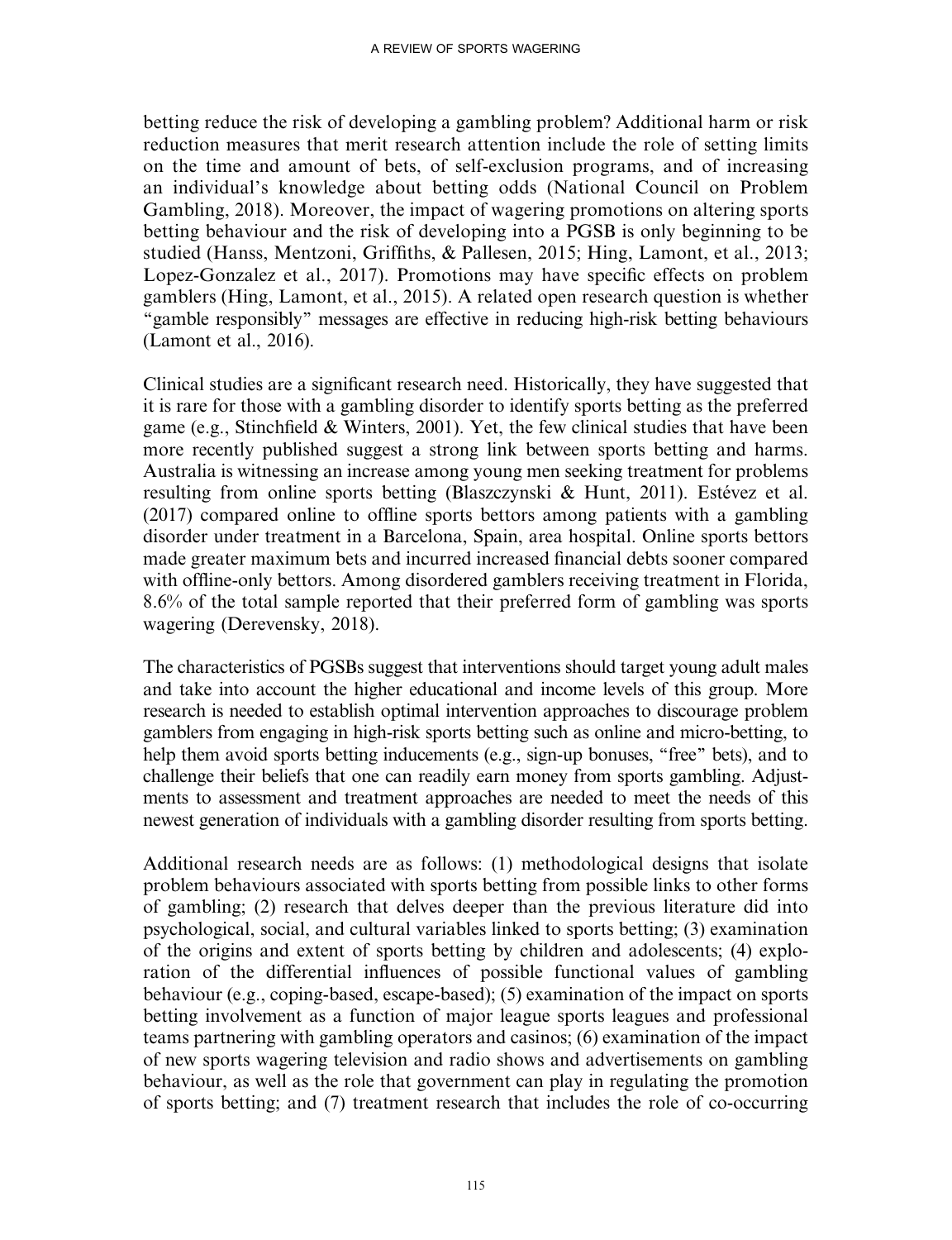betting reduce the risk of developing a gambling problem? Additional harm or risk reduction measures that merit research attention include the role of setting limits on the time and amount of bets, of self-exclusion programs, and of increasing an individual's knowledge about betting odds (National Council on Problem Gambling, 2018). Moreover, the impact of wagering promotions on altering sports betting behaviour and the risk of developing into a PGSB is only beginning to be studied (Hanss, Mentzoni, Griffiths, & Pallesen, 2015; Hing, Lamont, et al., 2013; Lopez-Gonzalez et al., 2017). Promotions may have specific effects on problem gamblers (Hing, Lamont, et al., 2015). A related open research question is whether "gamble responsibly" messages are effective in reducing high-risk betting behaviours (Lamont et al., 2016).

Clinical studies are a significant research need. Historically, they have suggested that it is rare for those with a gambling disorder to identify sports betting as the preferred game (e.g., Stinchfield & Winters, 2001). Yet, the few clinical studies that have been more recently published suggest a strong link between sports betting and harms. Australia is witnessing an increase among young men seeking treatment for problems resulting from online sports betting (Blaszczynski & Hunt, 2011). Estévez et al. (2017) compared online to offline sports bettors among patients with a gambling disorder under treatment in a Barcelona, Spain, area hospital. Online sports bettors made greater maximum bets and incurred increased financial debts sooner compared with offline-only bettors. Among disordered gamblers receiving treatment in Florida, 8.6% of the total sample reported that their preferred form of gambling was sports wagering (Derevensky, 2018).

The characteristics of PGSBs suggest that interventions should target young adult males and take into account the higher educational and income levels of this group. More research is needed to establish optimal intervention approaches to discourage problem gamblers from engaging in high-risk sports betting such as online and micro-betting, to help them avoid sports betting inducements (e.g., sign-up bonuses, "free" bets), and to challenge their beliefs that one can readily earn money from sports gambling. Adjustments to assessment and treatment approaches are needed to meet the needs of this newest generation of individuals with a gambling disorder resulting from sports betting.

Additional research needs are as follows: (1) methodological designs that isolate problem behaviours associated with sports betting from possible links to other forms of gambling; (2) research that delves deeper than the previous literature did into psychological, social, and cultural variables linked to sports betting; (3) examination of the origins and extent of sports betting by children and adolescents; (4) exploration of the differential influences of possible functional values of gambling behaviour (e.g., coping-based, escape-based); (5) examination of the impact on sports betting involvement as a function of major league sports leagues and professional teams partnering with gambling operators and casinos; (6) examination of the impact of new sports wagering television and radio shows and advertisements on gambling behaviour, as well as the role that government can play in regulating the promotion of sports betting; and (7) treatment research that includes the role of co-occurring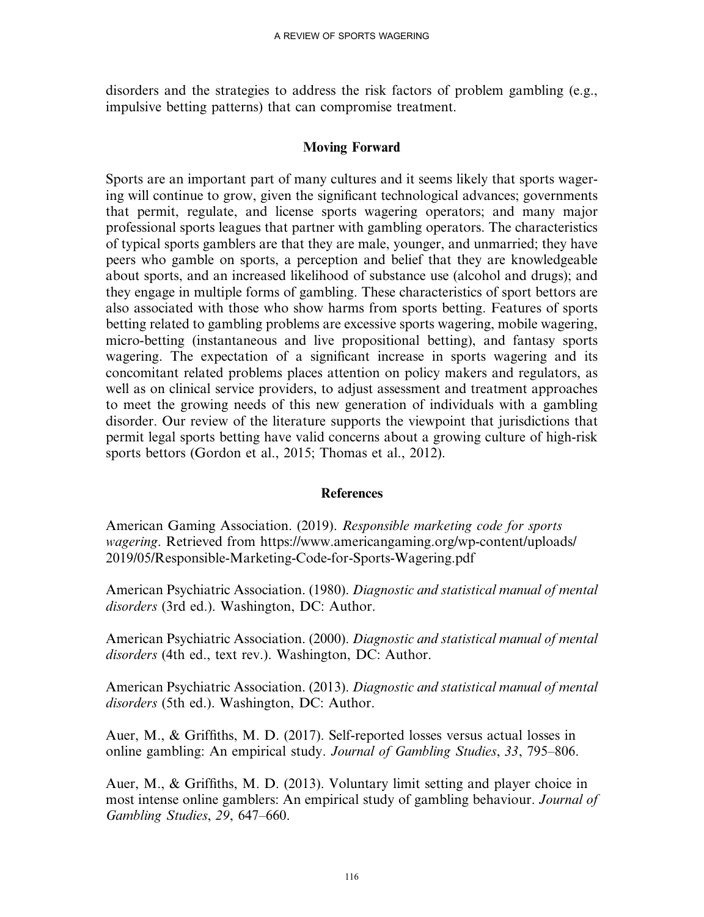disorders and the strategies to address the risk factors of problem gambling (e.g., impulsive betting patterns) that can compromise treatment.

## Moving Forward

Sports are an important part of many cultures and it seems likely that sports wagering will continue to grow, given the significant technological advances; governments that permit, regulate, and license sports wagering operators; and many major professional sports leagues that partner with gambling operators. The characteristics of typical sports gamblers are that they are male, younger, and unmarried; they have peers who gamble on sports, a perception and belief that they are knowledgeable about sports, and an increased likelihood of substance use (alcohol and drugs); and they engage in multiple forms of gambling. These characteristics of sport bettors are also associated with those who show harms from sports betting. Features of sports betting related to gambling problems are excessive sports wagering, mobile wagering, micro-betting (instantaneous and live propositional betting), and fantasy sports wagering. The expectation of a significant increase in sports wagering and its concomitant related problems places attention on policy makers and regulators, as well as on clinical service providers, to adjust assessment and treatment approaches to meet the growing needs of this new generation of individuals with a gambling disorder. Our review of the literature supports the viewpoint that jurisdictions that permit legal sports betting have valid concerns about a growing culture of high-risk sports bettors (Gordon et al., 2015; Thomas et al., 2012).

## References

American Gaming Association. (2019). *Responsible marketing code for sports wagering*. Retrieved from https://www.americangaming.org/wp-content/uploads/2019/05/Responsible-Marketing-Code-for-Sports-Wagering.pdf

American Psychiatric Association. (1980). *Diagnostic and statistical manual of mental disorders* (3rd ed.). Washington, DC: Author.

American Psychiatric Association. (2000). *Diagnostic and statistical manual of mental disorders* (4th ed., text rev.). Washington, DC: Author.

American Psychiatric Association. (2013). *Diagnostic and statistical manual of mental disorders* (5th ed.). Washington, DC: Author.

Auer, M., & Griffiths, M. D. (2017). Self-reported losses versus actual losses in online gambling: An empirical study. *Journal of Gambling Studies*, *33*, 795–806.

Auer, M., & Griffiths, M. D. (2013). Voluntary limit setting and player choice in most intense online gamblers: An empirical study of gambling behaviour. *Journal of Gambling Studies*, *29*, 647–660.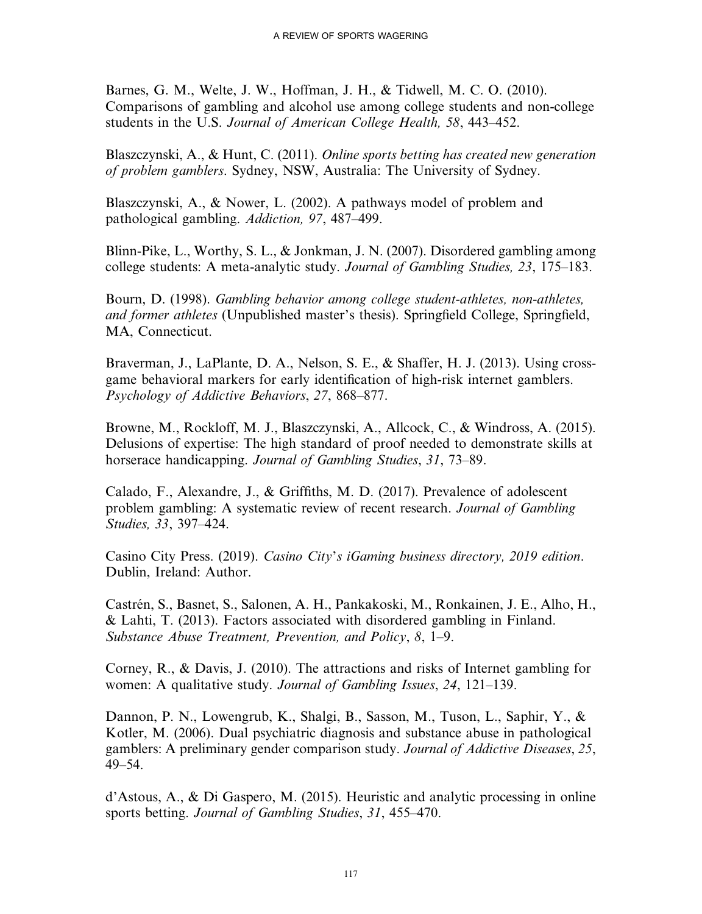Barnes, G. M., Welte, J. W., Hoffman, J. H., & Tidwell, M. C. O. (2010). Comparisons of gambling and alcohol use among college students and non-college students in the U.S. *Journal of American College Health, 58*, 443–452.

Blaszczynski, A., & Hunt, C. (2011). *Online sports betting has created new generation of problem gamblers*. Sydney, NSW, Australia: The University of Sydney.

Blaszczynski, A., & Nower, L. (2002). A pathways model of problem and pathological gambling. *Addiction, 97*, 487–499.

Blinn-Pike, L., Worthy, S. L., & Jonkman, J. N. (2007). Disordered gambling among college students: A meta-analytic study. *Journal of Gambling Studies, 23*, 175–183.

Bourn, D. (1998). *Gambling behavior among college student-athletes, non-athletes, and former athletes* (Unpublished master's thesis). Springfield College, Springfield, MA, Connecticut.

Braverman, J., LaPlante, D. A., Nelson, S. E., & Shaffer, H. J. (2013). Using cross-game behavioral markers for early identification of high-risk internet gamblers. *Psychology of Addictive Behaviors*, *27*, 868–877.

Browne, M., Rockloff, M. J., Blaszczynski, A., Allcock, C., & Windross, A. (2015). Delusions of expertise: The high standard of proof needed to demonstrate skills at horserace handicapping. *Journal of Gambling Studies*, *31*, 73–89.

Calado, F., Alexandre, J., & Griffiths, M. D. (2017). Prevalence of adolescent problem gambling: A systematic review of recent research. *Journal of Gambling Studies, 33*, 397–424.

Casino City Press. (2019). *Casino City's iGaming business directory, 2019 edition*. Dublin, Ireland: Author.

Castrén, S., Basnet, S., Salonen, A. H., Pankakoski, M., Ronkainen, J. E., Alho, H., & Lahti, T. (2013). Factors associated with disordered gambling in Finland. *Substance Abuse Treatment, Prevention, and Policy*, *8*, 1–9.

Corney, R., & Davis, J. (2010). The attractions and risks of Internet gambling for women: A qualitative study. *Journal of Gambling Issues*, *24*, 121–139.

Dannon, P. N., Lowengrub, K., Shalgi, B., Sasson, M., Tuson, L., Saphir, Y., & Kotler, M. (2006). Dual psychiatric diagnosis and substance abuse in pathological gamblers: A preliminary gender comparison study. *Journal of Addictive Diseases*, *25*, 49–54.

d'Astous, A., & Di Gaspero, M. (2015). Heuristic and analytic processing in online sports betting. *Journal of Gambling Studies*, *31*, 455–470.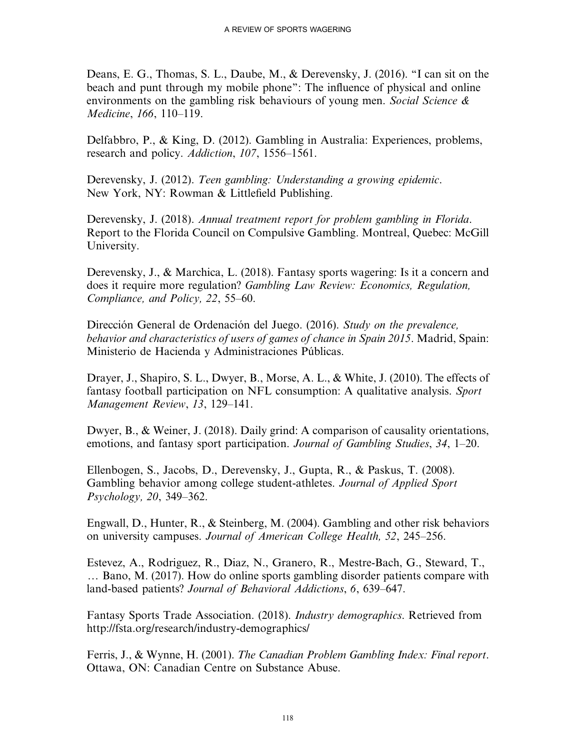Deans, E. G., Thomas, S. L., Daube, M., & Derevensky, J. (2016). "I can sit on the beach and punt through my mobile phone": The influence of physical and online environments on the gambling risk behaviours of young men. *Social Science & Medicine*, *166*, 110–119.

Delfabbro, P., & King, D. (2012). Gambling in Australia: Experiences, problems, research and policy. *Addiction*, *107*, 1556–1561.

Derevensky, J. (2012). *Teen gambling: Understanding a growing epidemic*. New York, NY: Rowman & Littlefield Publishing.

Derevensky, J. (2018). *Annual treatment report for problem gambling in Florida*. Report to the Florida Council on Compulsive Gambling. Montreal, Quebec: McGill University.

Derevensky, J., & Marchica, L. (2018). Fantasy sports wagering: Is it a concern and does it require more regulation? *Gambling Law Review: Economics, Regulation, Compliance, and Policy, 22*, 55–60.

Dirección General de Ordenación del Juego. (2016). *Study on the prevalence, behavior and characteristics of users of games of chance in Spain 2015*. Madrid, Spain: Ministerio de Hacienda y Administraciones Públicas.

Drayer, J., Shapiro, S. L., Dwyer, B., Morse, A. L., & White, J. (2010). The effects of fantasy football participation on NFL consumption: A qualitative analysis. *Sport Management Review*, *13*, 129–141.

Dwyer, B., & Weiner, J. (2018). Daily grind: A comparison of causality orientations, emotions, and fantasy sport participation. *Journal of Gambling Studies*, *34*, 1–20.

Ellenbogen, S., Jacobs, D., Derevensky, J., Gupta, R., & Paskus, T. (2008). Gambling behavior among college student-athletes. *Journal of Applied Sport Psychology, 20*, 349–362.

Engwall, D., Hunter, R., & Steinberg, M. (2004). Gambling and other risk behaviors on university campuses. *Journal of American College Health, 52*, 245–256.

Estevez, A., Rodriguez, R., Diaz, N., Granero, R., Mestre-Bach, G., Steward, T., … Bano, M. (2017). How do online sports gambling disorder patients compare with land-based patients? *Journal of Behavioral Addictions*, *6*, 639–647.

Fantasy Sports Trade Association. (2018). *Industry demographics*. Retrieved from http://fsta.org/research/industry-demographics/

Ferris, J., & Wynne, H. (2001). *The Canadian Problem Gambling Index: Final report*. Ottawa, ON: Canadian Centre on Substance Abuse.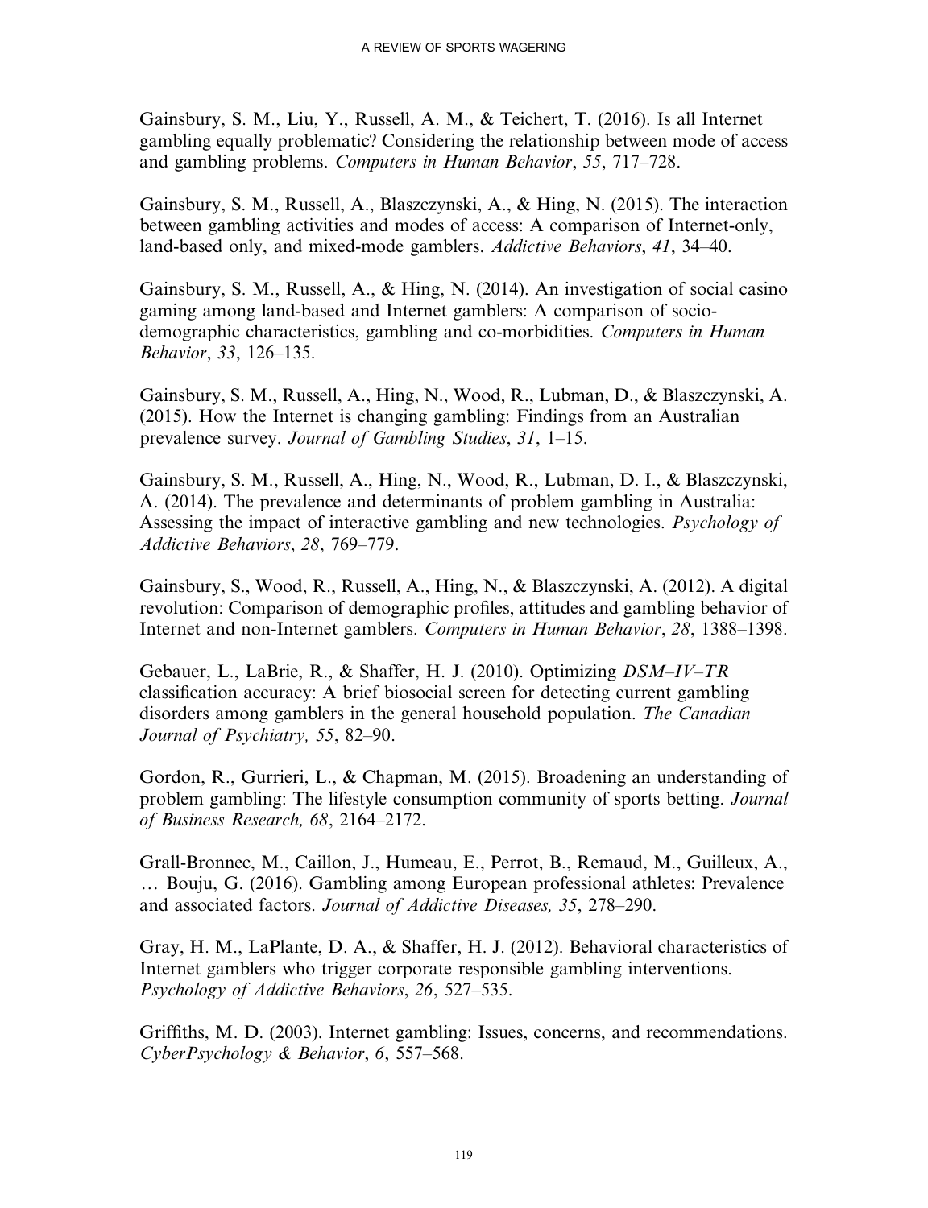Gainsbury, S. M., Liu, Y., Russell, A. M., & Teichert, T. (2016). Is all Internet gambling equally problematic? Considering the relationship between mode of access and gambling problems. *Computers in Human Behavior*, *55*, 717–728.

Gainsbury, S. M., Russell, A., Blaszczynski, A., & Hing, N. (2015). The interaction between gambling activities and modes of access: A comparison of Internet-only, land-based only, and mixed-mode gamblers. *Addictive Behaviors*, *41*, 34–40.

Gainsbury, S. M., Russell, A., & Hing, N. (2014). An investigation of social casino gaming among land-based and Internet gamblers: A comparison of socio-demographic characteristics, gambling and co-morbidities. *Computers in Human Behavior*, *33*, 126–135.

Gainsbury, S. M., Russell, A., Hing, N., Wood, R., Lubman, D., & Blaszczynski, A. (2015). How the Internet is changing gambling: Findings from an Australian prevalence survey. *Journal of Gambling Studies*, *31*, 1–15.

Gainsbury, S. M., Russell, A., Hing, N., Wood, R., Lubman, D. I., & Blaszczynski, A. (2014). The prevalence and determinants of problem gambling in Australia: Assessing the impact of interactive gambling and new technologies. *Psychology of Addictive Behaviors*, *28*, 769–779.

Gainsbury, S., Wood, R., Russell, A., Hing, N., & Blaszczynski, A. (2012). A digital revolution: Comparison of demographic profiles, attitudes and gambling behavior of Internet and non-Internet gamblers. *Computers in Human Behavior*, *28*, 1388–1398.

Gebauer, L., LaBrie, R., & Shaffer, H. J. (2010). Optimizing *DSM–IV–TR* classification accuracy: A brief biosocial screen for detecting current gambling disorders among gamblers in the general household population. *The Canadian Journal of Psychiatry, 55*, 82–90.

Gordon, R., Gurrieri, L., & Chapman, M. (2015). Broadening an understanding of problem gambling: The lifestyle consumption community of sports betting. *Journal of Business Research, 68*, 2164–2172.

Grall-Bronnec, M., Caillon, J., Humeau, E., Perrot, B., Remaud, M., Guilleux, A., … Bouju, G. (2016). Gambling among European professional athletes: Prevalence and associated factors. *Journal of Addictive Diseases, 35*, 278–290.

Gray, H. M., LaPlante, D. A., & Shaffer, H. J. (2012). Behavioral characteristics of Internet gamblers who trigger corporate responsible gambling interventions. *Psychology of Addictive Behaviors*, *26*, 527–535.

Griffiths, M. D. (2003). Internet gambling: Issues, concerns, and recommendations. *CyberPsychology & Behavior*, *6*, 557–568.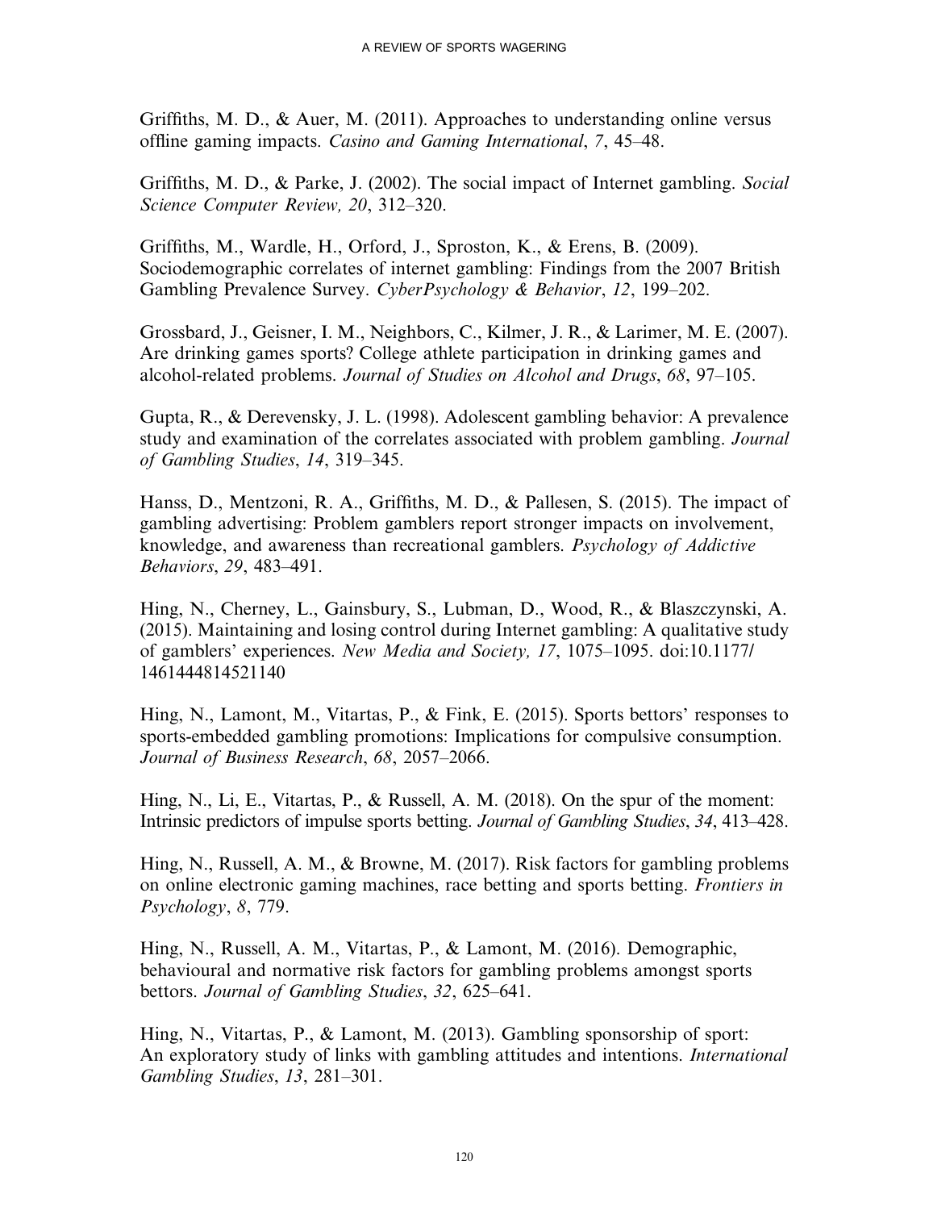Griffiths, M. D., & Auer, M. (2011). Approaches to understanding online versus offline gaming impacts. *Casino and Gaming International*, *7*, 45–48.

Griffiths, M. D., & Parke, J. (2002). The social impact of Internet gambling. *Social Science Computer Review, 20*, 312–320.

Griffiths, M., Wardle, H., Orford, J., Sproston, K., & Erens, B. (2009). Sociodemographic correlates of internet gambling: Findings from the 2007 British Gambling Prevalence Survey. *CyberPsychology & Behavior*, *12*, 199–202.

Grossbard, J., Geisner, I. M., Neighbors, C., Kilmer, J. R., & Larimer, M. E. (2007). Are drinking games sports? College athlete participation in drinking games and alcohol-related problems. *Journal of Studies on Alcohol and Drugs*, *68*, 97–105.

Gupta, R., & Derevensky, J. L. (1998). Adolescent gambling behavior: A prevalence study and examination of the correlates associated with problem gambling. *Journal of Gambling Studies*, *14*, 319–345.

Hanss, D., Mentzoni, R. A., Griffiths, M. D., & Pallesen, S. (2015). The impact of gambling advertising: Problem gamblers report stronger impacts on involvement, knowledge, and awareness than recreational gamblers. *Psychology of Addictive Behaviors*, *29*, 483–491.

Hing, N., Cherney, L., Gainsbury, S., Lubman, D., Wood, R., & Blaszczynski, A. (2015). Maintaining and losing control during Internet gambling: A qualitative study of gamblers' experiences. *New Media and Society, 17*, 1075–1095. doi:10.1177/1461444814521140

Hing, N., Lamont, M., Vitartas, P., & Fink, E. (2015). Sports bettors' responses to sports-embedded gambling promotions: Implications for compulsive consumption. *Journal of Business Research*, *68*, 2057–2066.

Hing, N., Li, E., Vitartas, P., & Russell, A. M. (2018). On the spur of the moment: Intrinsic predictors of impulse sports betting. *Journal of Gambling Studies*, *34*, 413–428.

Hing, N., Russell, A. M., & Browne, M. (2017). Risk factors for gambling problems on online electronic gaming machines, race betting and sports betting. *Frontiers in Psychology*, *8*, 779.

Hing, N., Russell, A. M., Vitartas, P., & Lamont, M. (2016). Demographic, behavioural and normative risk factors for gambling problems amongst sports bettors. *Journal of Gambling Studies*, *32*, 625–641.

Hing, N., Vitartas, P., & Lamont, M. (2013). Gambling sponsorship of sport: An exploratory study of links with gambling attitudes and intentions. *International Gambling Studies*, *13*, 281–301.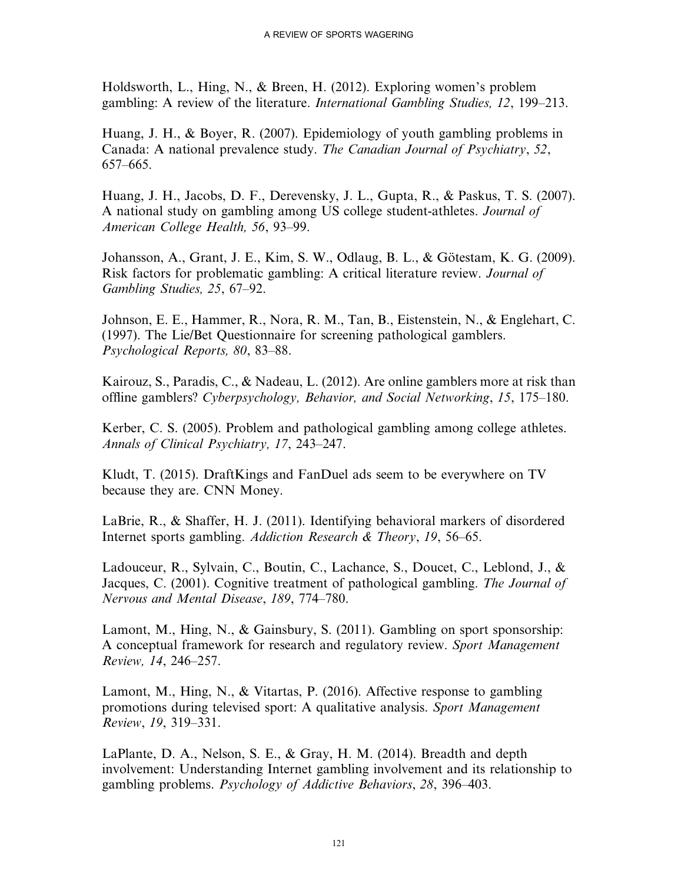Holdsworth, L., Hing, N., & Breen, H. (2012). Exploring women's problem gambling: A review of the literature. *International Gambling Studies, 12*, 199–213.

Huang, J. H., & Boyer, R. (2007). Epidemiology of youth gambling problems in Canada: A national prevalence study. *The Canadian Journal of Psychiatry*, *52*, 657–665.

Huang, J. H., Jacobs, D. F., Derevensky, J. L., Gupta, R., & Paskus, T. S. (2007). A national study on gambling among US college student-athletes. *Journal of American College Health, 56*, 93–99.

Johansson, A., Grant, J. E., Kim, S. W., Odlaug, B. L., & Götestam, K. G. (2009). Risk factors for problematic gambling: A critical literature review. *Journal of Gambling Studies, 25*, 67–92.

Johnson, E. E., Hammer, R., Nora, R. M., Tan, B., Eistenstein, N., & Englehart, C. (1997). The Lie/Bet Questionnaire for screening pathological gamblers. *Psychological Reports, 80*, 83–88.

Kairouz, S., Paradis, C., & Nadeau, L. (2012). Are online gamblers more at risk than offline gamblers? *Cyberpsychology, Behavior, and Social Networking*, *15*, 175–180.

Kerber, C. S. (2005). Problem and pathological gambling among college athletes. *Annals of Clinical Psychiatry, 17*, 243–247.

Kludt, T. (2015). DraftKings and FanDuel ads seem to be everywhere on TV because they are. CNN Money.

LaBrie, R., & Shaffer, H. J. (2011). Identifying behavioral markers of disordered Internet sports gambling. *Addiction Research & Theory*, *19*, 56–65.

Ladouceur, R., Sylvain, C., Boutin, C., Lachance, S., Doucet, C., Leblond, J., & Jacques, C. (2001). Cognitive treatment of pathological gambling. *The Journal of Nervous and Mental Disease*, *189*, 774–780.

Lamont, M., Hing, N., & Gainsbury, S. (2011). Gambling on sport sponsorship: A conceptual framework for research and regulatory review. *Sport Management Review, 14*, 246–257.

Lamont, M., Hing, N., & Vitartas, P. (2016). Affective response to gambling promotions during televised sport: A qualitative analysis. *Sport Management Review*, *19*, 319–331.

LaPlante, D. A., Nelson, S. E., & Gray, H. M. (2014). Breadth and depth involvement: Understanding Internet gambling involvement and its relationship to gambling problems. *Psychology of Addictive Behaviors*, *28*, 396–403.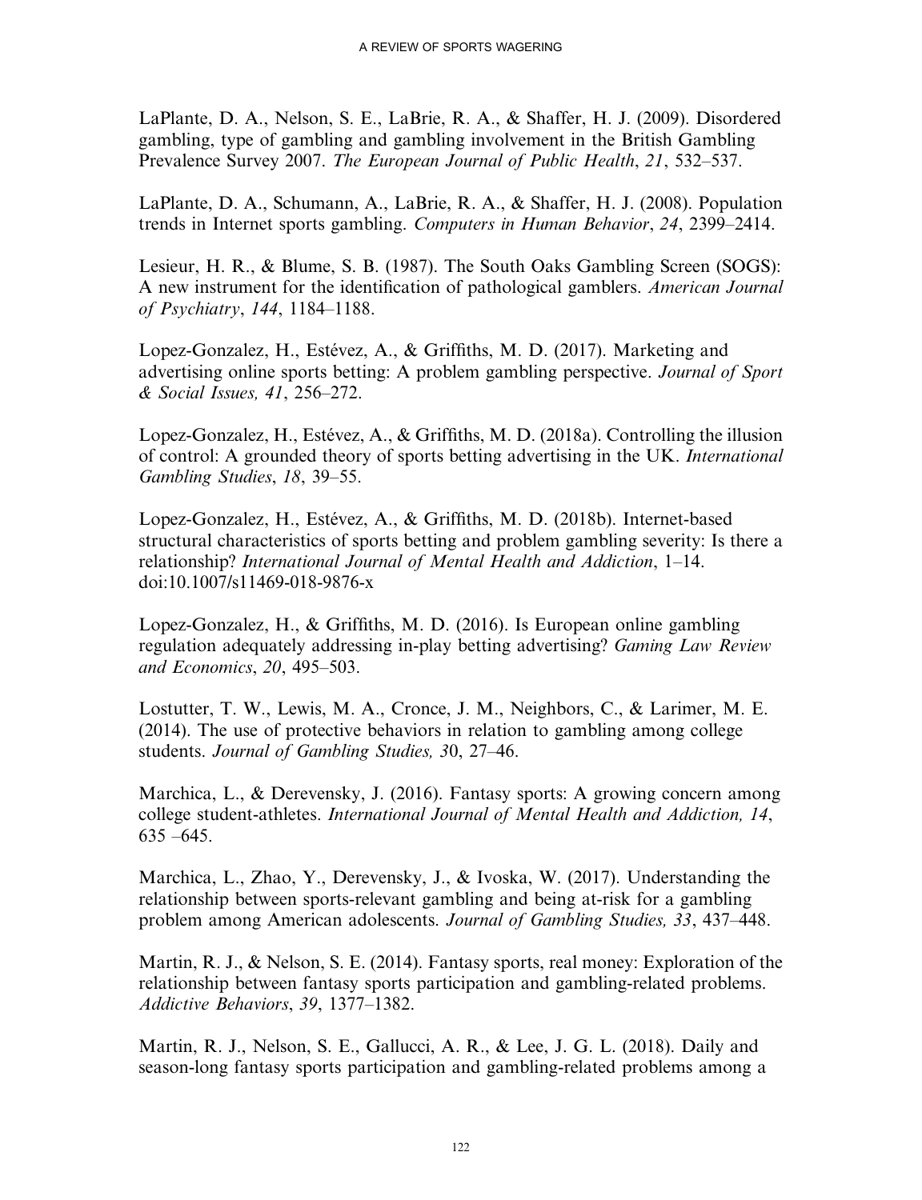LaPlante, D. A., Nelson, S. E., LaBrie, R. A., & Shaffer, H. J. (2009). Disordered gambling, type of gambling and gambling involvement in the British Gambling Prevalence Survey 2007. *The European Journal of Public Health*, *21*, 532–537.

LaPlante, D. A., Schumann, A., LaBrie, R. A., & Shaffer, H. J. (2008). Population trends in Internet sports gambling. *Computers in Human Behavior*, *24*, 2399–2414.

Lesieur, H. R., & Blume, S. B. (1987). The South Oaks Gambling Screen (SOGS): A new instrument for the identification of pathological gamblers. *American Journal of Psychiatry*, *144*, 1184–1188.

Lopez-Gonzalez, H., Estévez, A., & Griffiths, M. D. (2017). Marketing and advertising online sports betting: A problem gambling perspective. *Journal of Sport & Social Issues, 41*, 256–272.

Lopez-Gonzalez, H., Estévez, A., & Griffiths, M. D. (2018a). Controlling the illusion of control: A grounded theory of sports betting advertising in the UK. *International Gambling Studies*, *18*, 39–55.

Lopez-Gonzalez, H., Estévez, A., & Griffiths, M. D. (2018b). Internet-based structural characteristics of sports betting and problem gambling severity: Is there a relationship? *International Journal of Mental Health and Addiction*, 1–14. doi:10.1007/s11469-018-9876-x

Lopez-Gonzalez, H., & Griffiths, M. D. (2016). Is European online gambling regulation adequately addressing in-play betting advertising? *Gaming Law Review and Economics*, *20*, 495–503.

Lostutter, T. W., Lewis, M. A., Cronce, J. M., Neighbors, C., & Larimer, M. E. (2014). The use of protective behaviors in relation to gambling among college students. *Journal of Gambling Studies, 3*0, 27–46.

Marchica, L., & Derevensky, J. (2016). Fantasy sports: A growing concern among college student-athletes. *International Journal of Mental Health and Addiction, 14*, 635 –645.

Marchica, L., Zhao, Y., Derevensky, J., & Ivoska, W. (2017). Understanding the relationship between sports-relevant gambling and being at-risk for a gambling problem among American adolescents. *Journal of Gambling Studies, 33*, 437–448.

Martin, R. J., & Nelson, S. E. (2014). Fantasy sports, real money: Exploration of the relationship between fantasy sports participation and gambling-related problems. *Addictive Behaviors*, *39*, 1377–1382.

Martin, R. J., Nelson, S. E., Gallucci, A. R., & Lee, J. G. L. (2018). Daily and season-long fantasy sports participation and gambling-related problems among a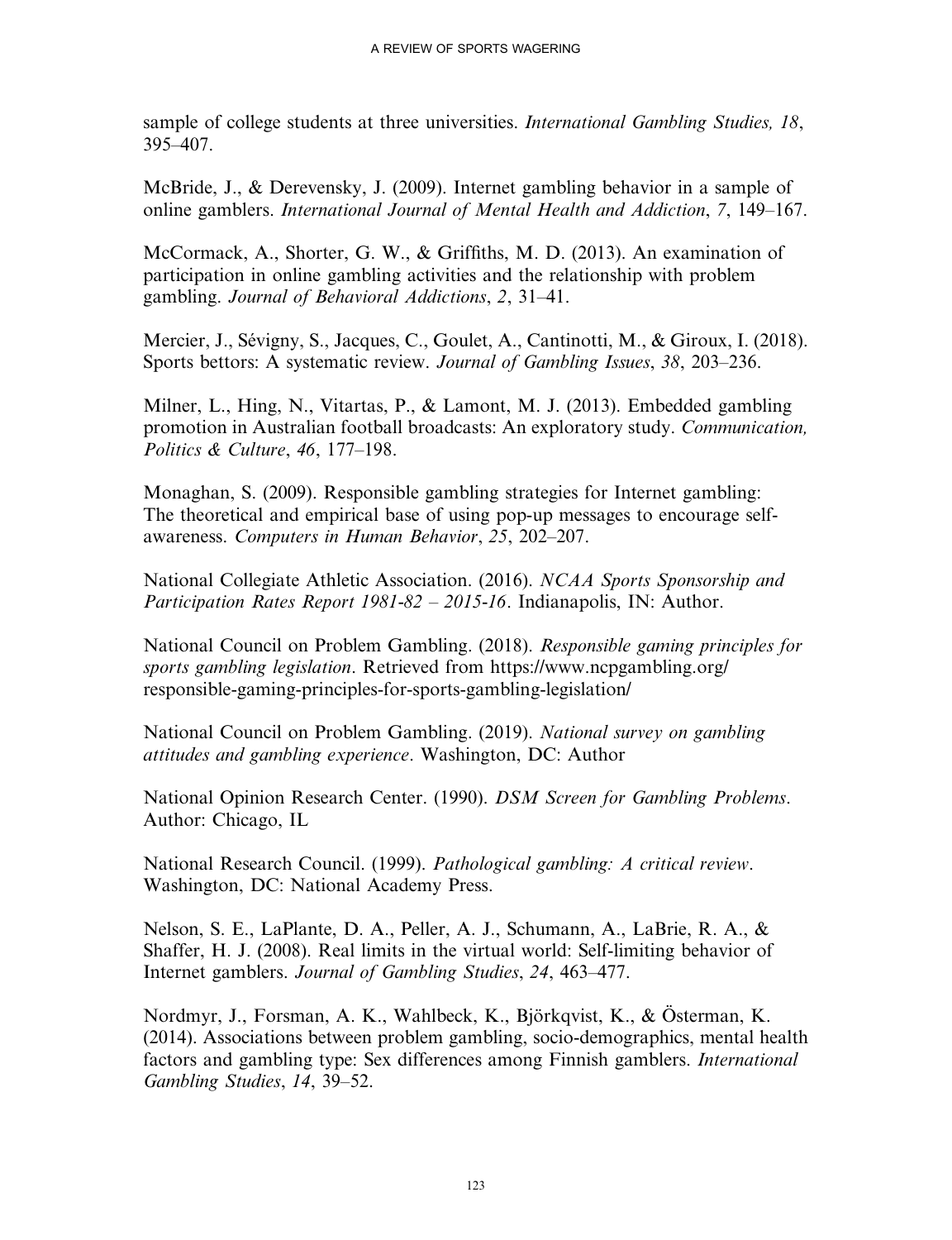sample of college students at three universities. *International Gambling Studies, 18*, 395–407.

McBride, J., & Derevensky, J. (2009). Internet gambling behavior in a sample of online gamblers. *International Journal of Mental Health and Addiction*, *7*, 149–167.

McCormack, A., Shorter, G. W., & Griffiths, M. D. (2013). An examination of participation in online gambling activities and the relationship with problem gambling. *Journal of Behavioral Addictions*, *2*, 31–41.

Mercier, J., Sévigny, S., Jacques, C., Goulet, A., Cantinotti, M., & Giroux, I. (2018). Sports bettors: A systematic review. *Journal of Gambling Issues*, *38*, 203–236.

Milner, L., Hing, N., Vitartas, P., & Lamont, M. J. (2013). Embedded gambling promotion in Australian football broadcasts: An exploratory study. *Communication, Politics & Culture*, *46*, 177–198.

Monaghan, S. (2009). Responsible gambling strategies for Internet gambling: The theoretical and empirical base of using pop-up messages to encourage self-awareness. *Computers in Human Behavior*, *25*, 202–207.

National Collegiate Athletic Association. (2016). *NCAA Sports Sponsorship and Participation Rates Report 1981-82 – 2015-16*. Indianapolis, IN: Author.

National Council on Problem Gambling. (2018). *Responsible gaming principles for sports gambling legislation*. Retrieved from https://www.ncpgambling.org/responsible-gaming-principles-for-sports-gambling-legislation/

National Council on Problem Gambling. (2019). *National survey on gambling attitudes and gambling experience*. Washington, DC: Author

National Opinion Research Center. (1990). *DSM Screen for Gambling Problems*. Author: Chicago, IL

National Research Council. (1999). *Pathological gambling: A critical review*. Washington, DC: National Academy Press.

Nelson, S. E., LaPlante, D. A., Peller, A. J., Schumann, A., LaBrie, R. A., & Shaffer, H. J. (2008). Real limits in the virtual world: Self-limiting behavior of Internet gamblers. *Journal of Gambling Studies*, *24*, 463–477.

Nordmyr, J., Forsman, A. K., Wahlbeck, K., Björkqvist, K., & Österman, K. (2014). Associations between problem gambling, socio-demographics, mental health factors and gambling type: Sex differences among Finnish gamblers. *International Gambling Studies*, *14*, 39–52.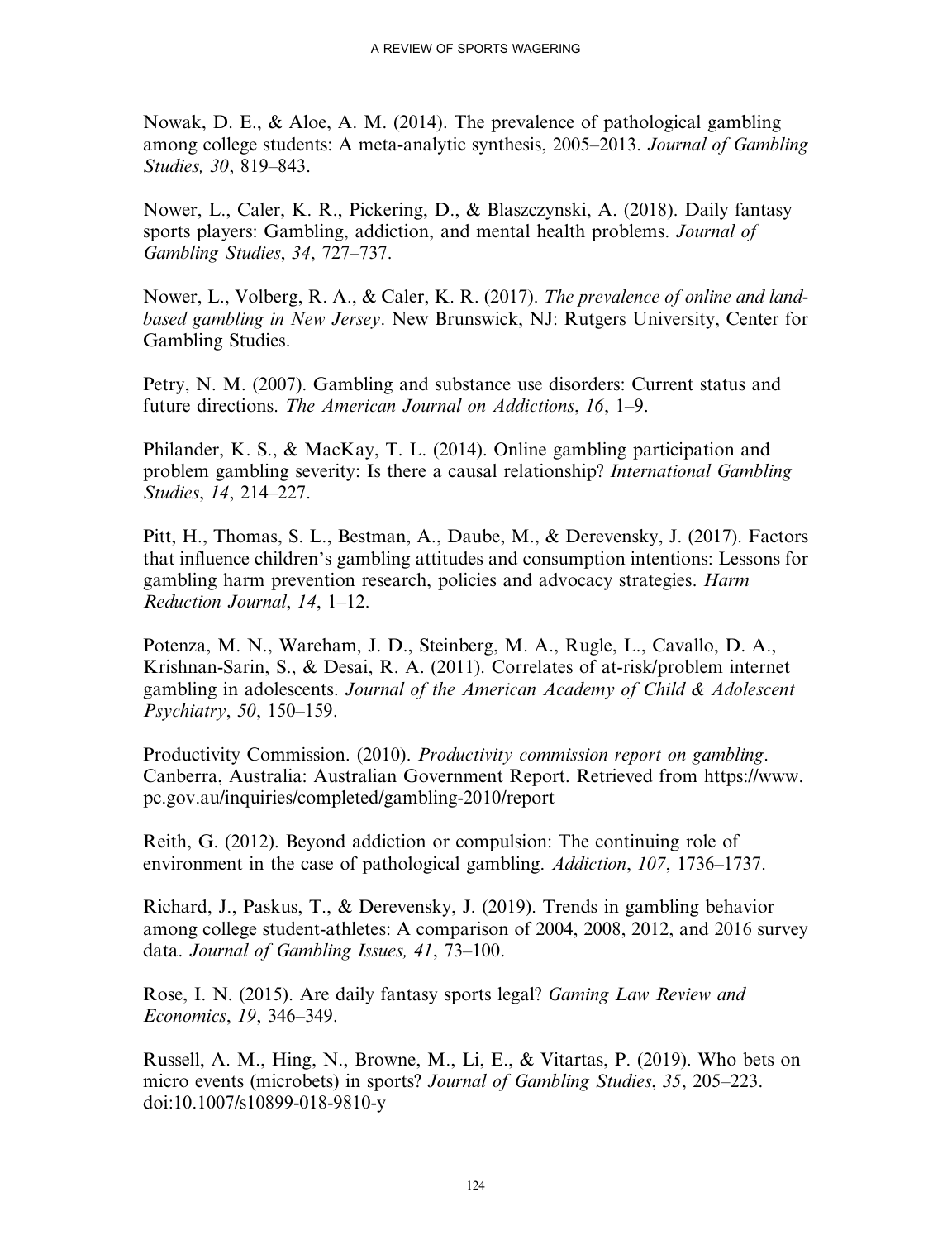Nowak, D. E., & Aloe, A. M. (2014). The prevalence of pathological gambling among college students: A meta-analytic synthesis, 2005–2013. *Journal of Gambling Studies, 30*, 819–843.

Nower, L., Caler, K. R., Pickering, D., & Blaszczynski, A. (2018). Daily fantasy sports players: Gambling, addiction, and mental health problems. *Journal of Gambling Studies*, *34*, 727–737.

Nower, L., Volberg, R. A., & Caler, K. R. (2017). *The prevalence of online and land-based gambling in New Jersey*. New Brunswick, NJ: Rutgers University, Center for Gambling Studies.

Petry, N. M. (2007). Gambling and substance use disorders: Current status and future directions. *The American Journal on Addictions*, *16*, 1–9.

Philander, K. S., & MacKay, T. L. (2014). Online gambling participation and problem gambling severity: Is there a causal relationship? *International Gambling Studies*, *14*, 214–227.

Pitt, H., Thomas, S. L., Bestman, A., Daube, M., & Derevensky, J. (2017). Factors that influence children's gambling attitudes and consumption intentions: Lessons for gambling harm prevention research, policies and advocacy strategies. *Harm Reduction Journal*, *14*, 1–12.

Potenza, M. N., Wareham, J. D., Steinberg, M. A., Rugle, L., Cavallo, D. A., Krishnan-Sarin, S., & Desai, R. A. (2011). Correlates of at-risk/problem internet gambling in adolescents. *Journal of the American Academy of Child & Adolescent Psychiatry*, *50*, 150–159.

Productivity Commission. (2010). *Productivity commission report on gambling*. Canberra, Australia: Australian Government Report. Retrieved from https://www.pc.gov.au/inquiries/completed/gambling-2010/report

Reith, G. (2012). Beyond addiction or compulsion: The continuing role of environment in the case of pathological gambling. *Addiction*, *107*, 1736–1737.

Richard, J., Paskus, T., & Derevensky, J. (2019). Trends in gambling behavior among college student-athletes: A comparison of 2004, 2008, 2012, and 2016 survey data. *Journal of Gambling Issues, 41*, 73–100.

Rose, I. N. (2015). Are daily fantasy sports legal? *Gaming Law Review and Economics*, *19*, 346–349.

Russell, A. M., Hing, N., Browne, M., Li, E., & Vitartas, P. (2019). Who bets on micro events (microbets) in sports? *Journal of Gambling Studies*, *35*, 205–223. doi:10.1007/s10899-018-9810-y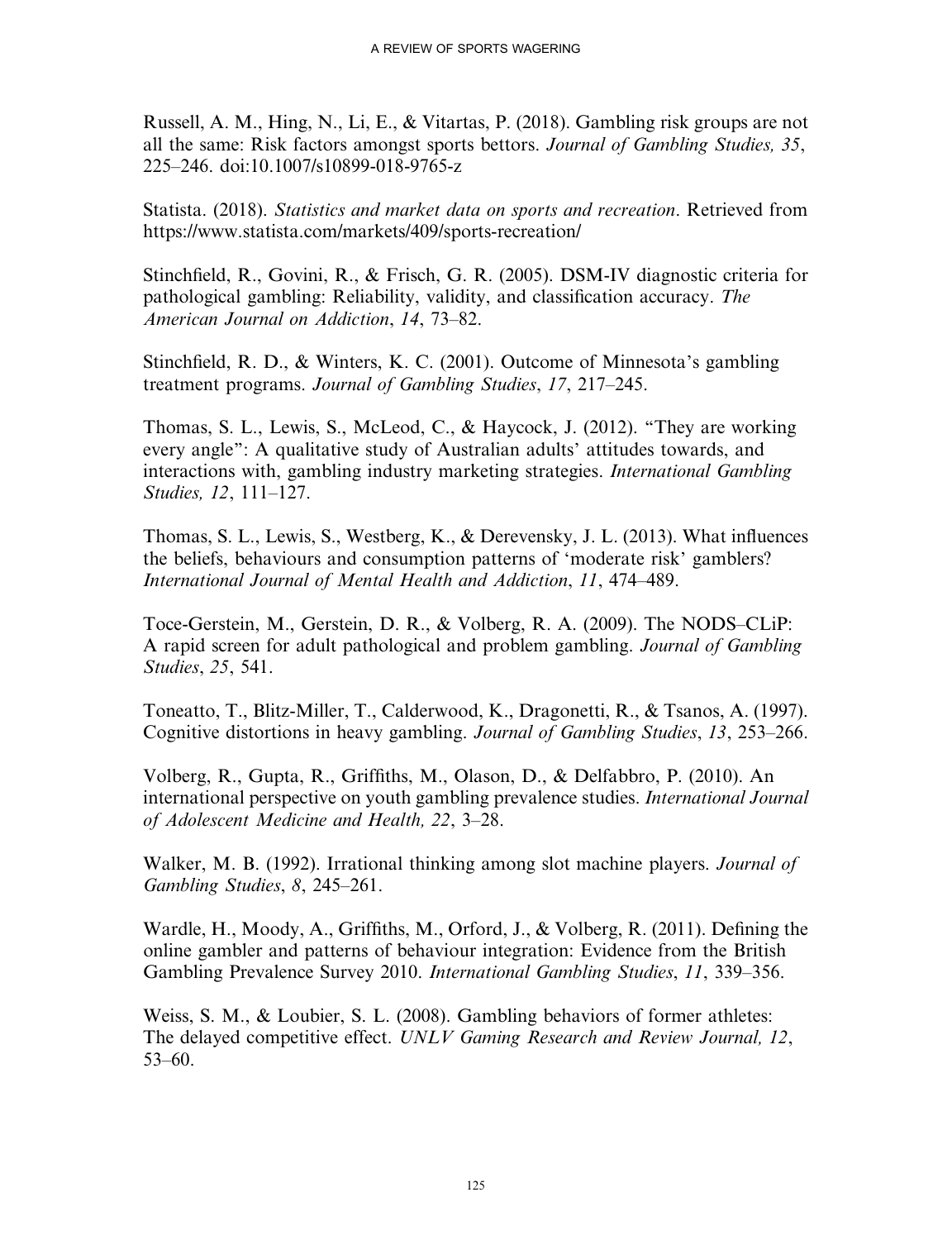Russell, A. M., Hing, N., Li, E., & Vitartas, P. (2018). Gambling risk groups are not all the same: Risk factors amongst sports bettors. *Journal of Gambling Studies, 35*, 225–246. doi:10.1007/s10899-018-9765-z

Statista. (2018). *Statistics and market data on sports and recreation*. Retrieved from https://www.statista.com/markets/409/sports-recreation/

Stinchfield, R., Govini, R., & Frisch, G. R. (2005). DSM-IV diagnostic criteria for pathological gambling: Reliability, validity, and classification accuracy. *The American Journal on Addiction*, *14*, 73–82.

Stinchfield, R. D., & Winters, K. C. (2001). Outcome of Minnesota's gambling treatment programs. *Journal of Gambling Studies*, *17*, 217–245.

Thomas, S. L., Lewis, S., McLeod, C., & Haycock, J. (2012). "They are working every angle": A qualitative study of Australian adults' attitudes towards, and interactions with, gambling industry marketing strategies. *International Gambling Studies, 12*, 111–127.

Thomas, S. L., Lewis, S., Westberg, K., & Derevensky, J. L. (2013). What influences the beliefs, behaviours and consumption patterns of 'moderate risk' gamblers? *International Journal of Mental Health and Addiction*, *11*, 474–489.

Toce-Gerstein, M., Gerstein, D. R., & Volberg, R. A. (2009). The NODS–CLiP: A rapid screen for adult pathological and problem gambling. *Journal of Gambling Studies*, *25*, 541.

Toneatto, T., Blitz-Miller, T., Calderwood, K., Dragonetti, R., & Tsanos, A. (1997). Cognitive distortions in heavy gambling. *Journal of Gambling Studies*, *13*, 253–266.

Volberg, R., Gupta, R., Griffiths, M., Olason, D., & Delfabbro, P. (2010). An international perspective on youth gambling prevalence studies. *International Journal of Adolescent Medicine and Health, 22*, 3–28.

Walker, M. B. (1992). Irrational thinking among slot machine players. *Journal of Gambling Studies*, *8*, 245–261.

Wardle, H., Moody, A., Griffiths, M., Orford, J., & Volberg, R. (2011). Defining the online gambler and patterns of behaviour integration: Evidence from the British Gambling Prevalence Survey 2010. *International Gambling Studies*, *11*, 339–356.

Weiss, S. M., & Loubier, S. L. (2008). Gambling behaviors of former athletes: The delayed competitive effect. *UNLV Gaming Research and Review Journal, 12*, 53–60.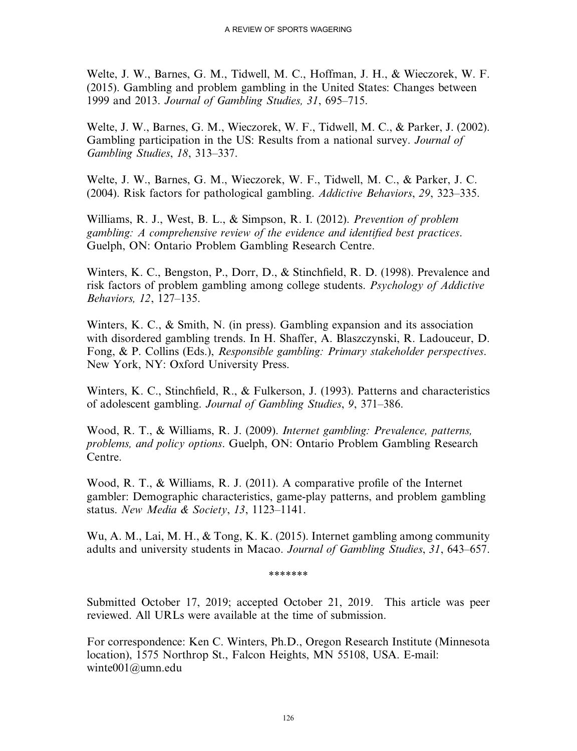Welte, J. W., Barnes, G. M., Tidwell, M. C., Hoffman, J. H., & Wieczorek, W. F. (2015). Gambling and problem gambling in the United States: Changes between 1999 and 2013. *Journal of Gambling Studies, 31*, 695–715.

Welte, J. W., Barnes, G. M., Wieczorek, W. F., Tidwell, M. C., & Parker, J. (2002). Gambling participation in the US: Results from a national survey. *Journal of Gambling Studies*, *18*, 313–337.

Welte, J. W., Barnes, G. M., Wieczorek, W. F., Tidwell, M. C., & Parker, J. C. (2004). Risk factors for pathological gambling. *Addictive Behaviors*, *29*, 323–335.

Williams, R. J., West, B. L., & Simpson, R. I. (2012). *Prevention of problem gambling: A comprehensive review of the evidence and identified best practices*. Guelph, ON: Ontario Problem Gambling Research Centre.

Winters, K. C., Bengston, P., Dorr, D., & Stinchfield, R. D. (1998). Prevalence and risk factors of problem gambling among college students. *Psychology of Addictive Behaviors, 12*, 127–135.

Winters, K. C., & Smith, N. (in press). Gambling expansion and its association with disordered gambling trends. In H. Shaffer, A. Blaszczynski, R. Ladouceur, D. Fong, & P. Collins (Eds.), *Responsible gambling: Primary stakeholder perspectives*. New York, NY: Oxford University Press.

Winters, K. C., Stinchfield, R., & Fulkerson, J. (1993). Patterns and characteristics of adolescent gambling. *Journal of Gambling Studies*, *9*, 371–386.

Wood, R. T., & Williams, R. J. (2009). *Internet gambling: Prevalence, patterns, problems, and policy options*. Guelph, ON: Ontario Problem Gambling Research Centre.

Wood, R. T., & Williams, R. J. (2011). A comparative profile of the Internet gambler: Demographic characteristics, game-play patterns, and problem gambling status. *New Media & Society*, *13*, 1123–1141.

Wu, A. M., Lai, M. H., & Tong, K. K. (2015). Internet gambling among community adults and university students in Macao. *Journal of Gambling Studies*, *31*, 643–657.

*******

Submitted October 17, 2019; accepted October 21, 2019. This article was peer reviewed. All URLs were available at the time of submission.

For correspondence: Ken C. Winters, Ph.D., Oregon Research Institute (Minnesota location), 1575 Northrop St., Falcon Heights, MN 55108, USA. E-mail: winte001@umn.edu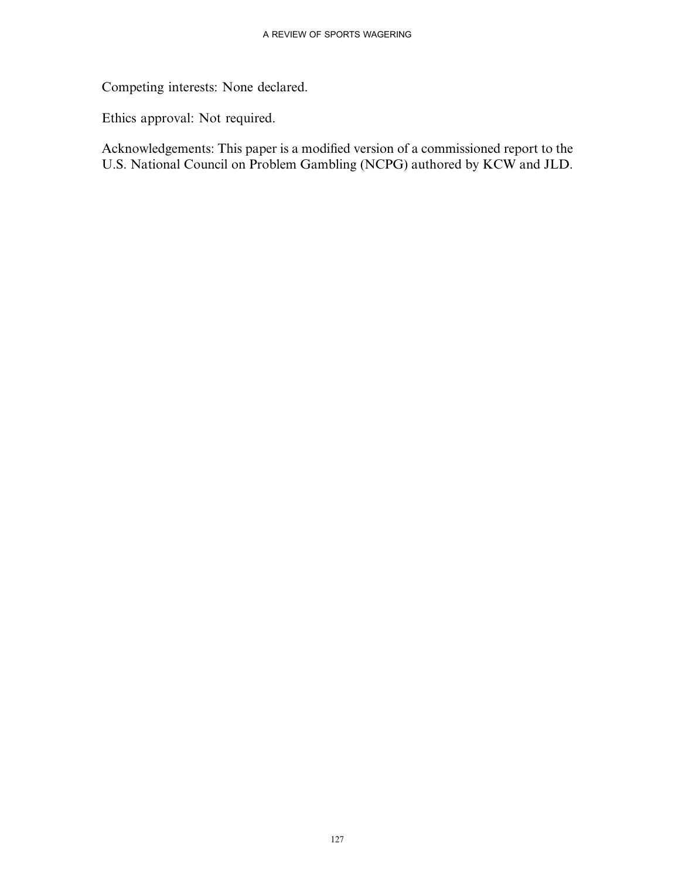Competing interests: None declared.

Ethics approval: Not required.

Acknowledgements: This paper is a modified version of a commissioned report to the U.S. National Council on Problem Gambling (NCPG) authored by KCW and JLD.